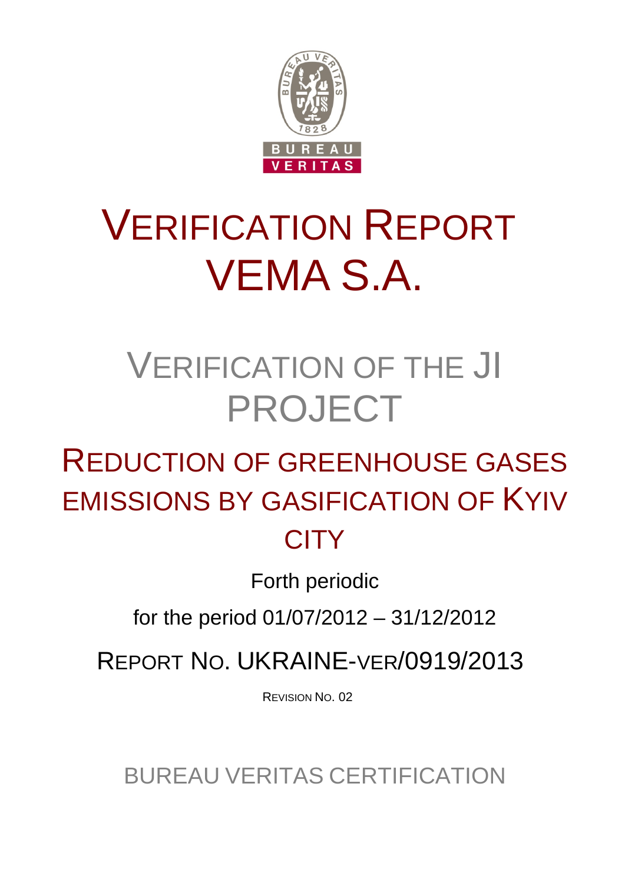# VERIFICATION REPORT
# VEMA S.A.

## VERIFICATION OF THE JI PROJECT

## REDUCTION OF GREENHOUSE GASES EMISSIONS BY GASIFICATION OF KYIV CITY

Forth periodic

for the period 01/07/2012 – 31/12/2012

REPORT NO. UKRAINE-VER/0919/2013

REVISION NO. 02

BUREAU VERITAS CERTIFICATION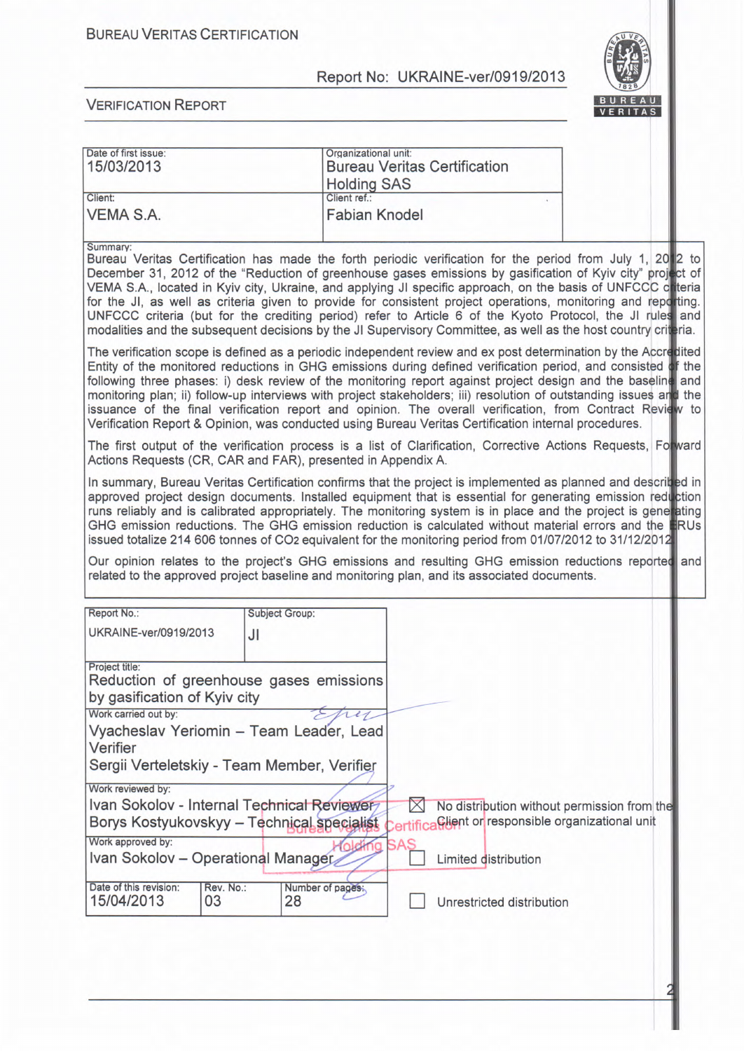BUREAU VERITAS CERTIFICATION

Report No: UKRAINE-ver/0919/2013

VERIFICATION REPORT

| Date of first issue: 15/03/2013 | Organizational unit: Bureau Veritas Certification Holding SAS |
|---|---|
| Client: VEMA S.A. | Client ref.: Fabian Knodel |

Summary:

Bureau Veritas Certification has made the forth periodic verification for the period from July 1, 2012 to December 31, 2012 of the "Reduction of greenhouse gases emissions by gasification of Kyiv city" project of VEMA S.A., located in Kyiv city, Ukraine, and applying JI specific approach, on the basis of UNFCCC criteria for the JI, as well as criteria given to provide for consistent project operations, monitoring and reporting. UNFCCC criteria (but for the crediting period) refer to Article 6 of the Kyoto Protocol, the JI rules and modalities and the subsequent decisions by the JI Supervisory Committee, as well as the host country criteria.

The verification scope is defined as a periodic independent review and ex post determination by the Accredited Entity of the monitored reductions in GHG emissions during defined verification period, and consisted of the following three phases: i) desk review of the monitoring report against project design and the baseline and monitoring plan; ii) follow-up interviews with project stakeholders; iii) resolution of outstanding issues and the issuance of the final verification report and opinion. The overall verification, from Contract Review to Verification Report & Opinion, was conducted using Bureau Veritas Certification internal procedures.

The first output of the verification process is a list of Clarification, Corrective Actions Requests, Forward Actions Requests (CR, CAR and FAR), presented in Appendix A.

In summary, Bureau Veritas Certification confirms that the project is implemented as planned and described in approved project design documents. Installed equipment that is essential for generating emission reduction runs reliably and is calibrated appropriately. The monitoring system is in place and the project is generating GHG emission reductions. The GHG emission reduction is calculated without material errors and the ERUs issued totalize 214 606 tonnes of $CO_2$ equivalent for the monitoring period from 01/07/2012 to 31/12/2012.

Our opinion relates to the project's GHG emissions and resulting GHG emission reductions reported and related to the approved project baseline and monitoring plan, and its associated documents.

| Report No.: UKRAINE-ver/0919/2013 | Subject Group: JI | |
|---|---|---|
| Project title: Reduction of greenhouse gases emissions by gasification of Kyiv city | | |
| Work carried out by: Vyacheslav Yeriomin – Team Leader, Lead Verifier; Sergii Verteletskiy - Team Member, Verifier | | |
| Work reviewed by: Ivan Sokolov - Internal Technical Reviewer; Borys Kostyukovskyy – Technical specialist | | |
| Work approved by: Ivan Sokolov – Operational Manager | | |
| Date of this revision: 15/04/2013 | Rev. No.: 03 | Number of pages: 28 |

☒ No distribution without permission from the Client or responsible organizational unit

☐ Limited distribution

☐ Unrestricted distribution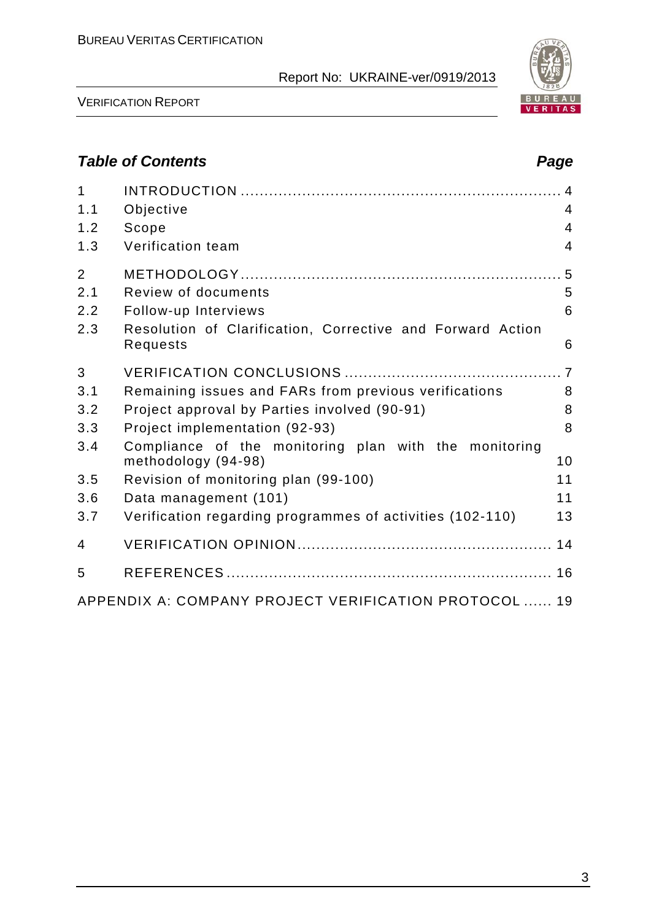## *Table of Contents*

| | | Page |
|---|---|---|
| 1 | INTRODUCTION | 4 |
| 1.1 | Objective | 4 |
| 1.2 | Scope | 4 |
| 1.3 | Verification team | 4 |
| 2 | METHODOLOGY | 5 |
| 2.1 | Review of documents | 5 |
| 2.2 | Follow-up Interviews | 6 |
| 2.3 | Resolution of Clarification, Corrective and Forward Action Requests | 6 |
| 3 | VERIFICATION CONCLUSIONS | 7 |
| 3.1 | Remaining issues and FARs from previous verifications | 8 |
| 3.2 | Project approval by Parties involved (90-91) | 8 |
| 3.3 | Project implementation (92-93) | 8 |
| 3.4 | Compliance of the monitoring plan with the monitoring methodology (94-98) | 10 |
| 3.5 | Revision of monitoring plan (99-100) | 11 |
| 3.6 | Data management (101) | 11 |
| 3.7 | Verification regarding programmes of activities (102-110) | 13 |
| 4 | VERIFICATION OPINION | 14 |
| 5 | REFERENCES | 16 |
| | APPENDIX A: COMPANY PROJECT VERIFICATION PROTOCOL | 19 |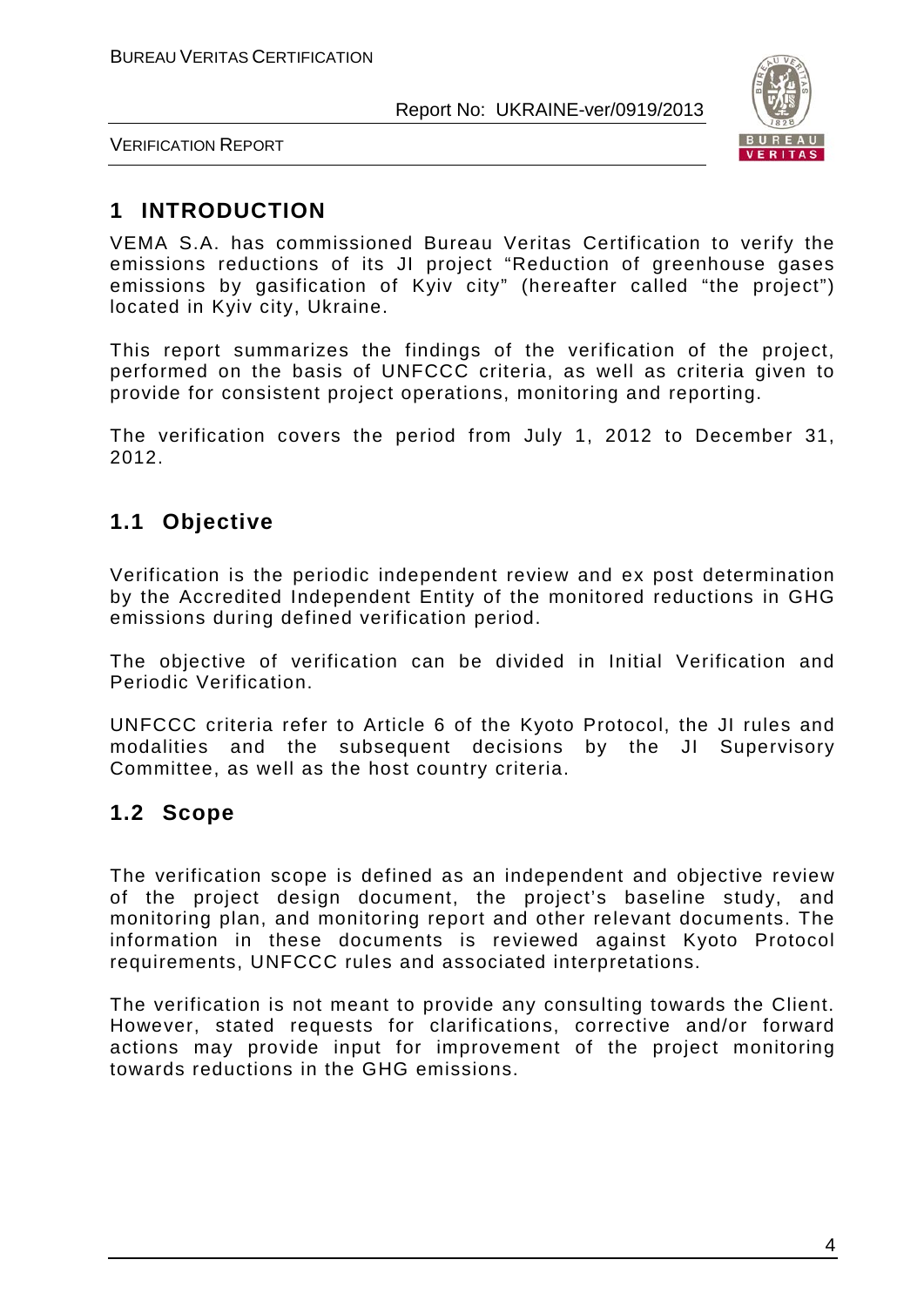# 1 INTRODUCTION

VEMA S.A. has commissioned Bureau Veritas Certification to verify the emissions reductions of its JI project "Reduction of greenhouse gases emissions by gasification of Kyiv city" (hereafter called "the project") located in Kyiv city, Ukraine.

This report summarizes the findings of the verification of the project, performed on the basis of UNFCCC criteria, as well as criteria given to provide for consistent project operations, monitoring and reporting.

The verification covers the period from July 1, 2012 to December 31, 2012.

## 1.1 Objective

Verification is the periodic independent review and ex post determination by the Accredited Independent Entity of the monitored reductions in GHG emissions during defined verification period.

The objective of verification can be divided in Initial Verification and Periodic Verification.

UNFCCC criteria refer to Article 6 of the Kyoto Protocol, the JI rules and modalities and the subsequent decisions by the JI Supervisory Committee, as well as the host country criteria.

## 1.2 Scope

The verification scope is defined as an independent and objective review of the project design document, the project's baseline study, and monitoring plan, and monitoring report and other relevant documents. The information in these documents is reviewed against Kyoto Protocol requirements, UNFCCC rules and associated interpretations.

The verification is not meant to provide any consulting towards the Client. However, stated requests for clarifications, corrective and/or forward actions may provide input for improvement of the project monitoring towards reductions in the GHG emissions.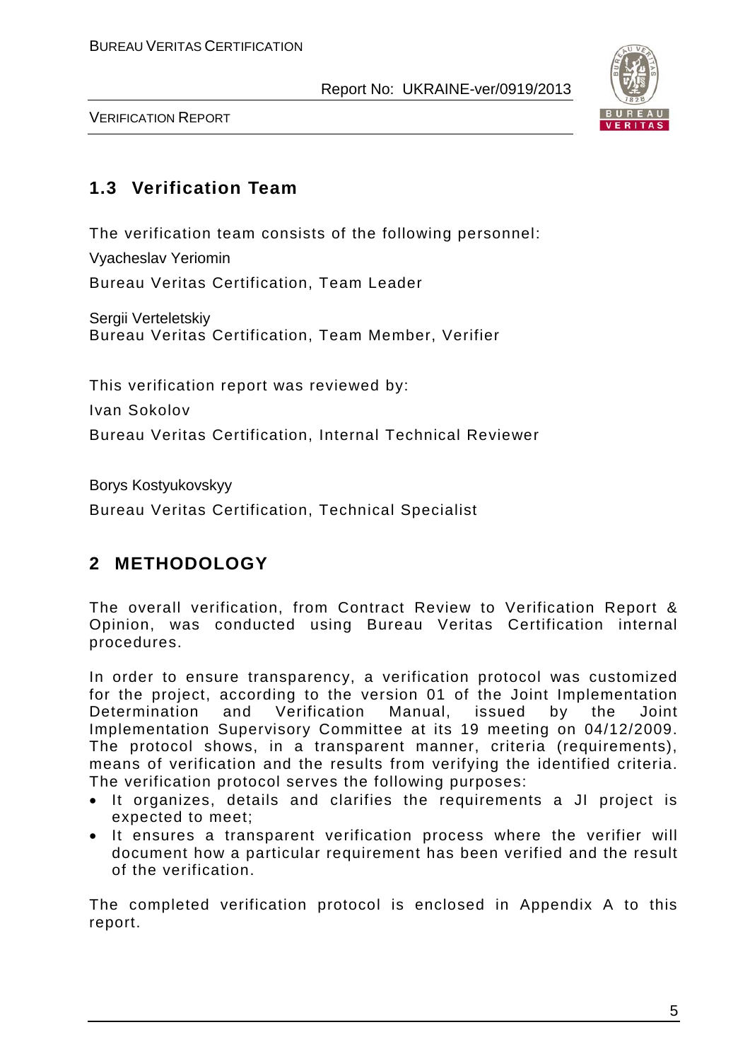## 1.3 Verification Team

The verification team consists of the following personnel:

Vyacheslav Yeriomin

Bureau Veritas Certification, Team Leader

Sergii Verteletskiy
Bureau Veritas Certification, Team Member, Verifier

This verification report was reviewed by:

Ivan Sokolov

Bureau Veritas Certification, Internal Technical Reviewer

Borys Kostyukovskyy

Bureau Veritas Certification, Technical Specialist

# 2 METHODOLOGY

The overall verification, from Contract Review to Verification Report & Opinion, was conducted using Bureau Veritas Certification internal procedures.

In order to ensure transparency, a verification protocol was customized for the project, according to the version 01 of the Joint Implementation Determination and Verification Manual, issued by the Joint Implementation Supervisory Committee at its 19 meeting on 04/12/2009. The protocol shows, in a transparent manner, criteria (requirements), means of verification and the results from verifying the identified criteria. The verification protocol serves the following purposes:

- It organizes, details and clarifies the requirements a JI project is expected to meet;
- It ensures a transparent verification process where the verifier will document how a particular requirement has been verified and the result of the verification.

The completed verification protocol is enclosed in Appendix A to this report.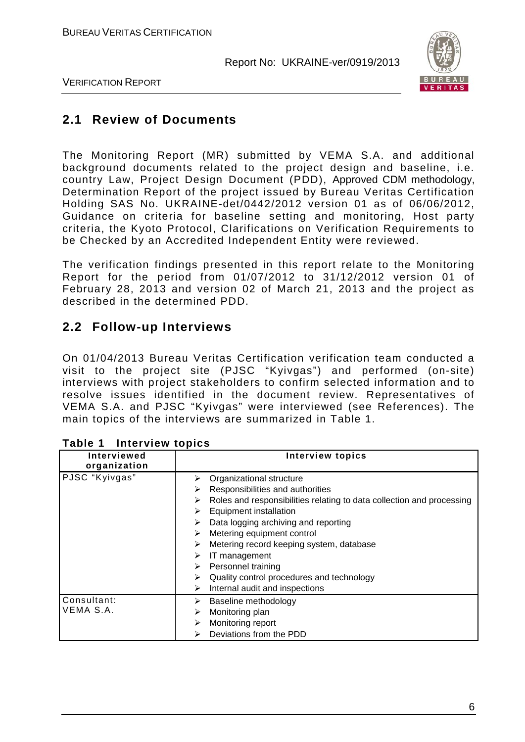## 2.1 Review of Documents

The Monitoring Report (MR) submitted by VEMA S.A. and additional background documents related to the project design and baseline, i.e. country Law, Project Design Document (PDD), Approved CDM methodology, Determination Report of the project issued by Bureau Veritas Certification Holding SAS No. UKRAINE-det/0442/2012 version 01 as of 06/06/2012, Guidance on criteria for baseline setting and monitoring, Host party criteria, the Kyoto Protocol, Clarifications on Verification Requirements to be Checked by an Accredited Independent Entity were reviewed.

The verification findings presented in this report relate to the Monitoring Report for the period from 01/07/2012 to 31/12/2012 version 01 of February 28, 2013 and version 02 of March 21, 2013 and the project as described in the determined PDD.

## 2.2 Follow-up Interviews

On 01/04/2013 Bureau Veritas Certification verification team conducted a visit to the project site (PJSC "Kyivgas") and performed (on-site) interviews with project stakeholders to confirm selected information and to resolve issues identified in the document review. Representatives of VEMA S.A. and PJSC "Kyivgas" were interviewed (see References). The main topics of the interviews are summarized in Table 1.

**Table 1 Interview topics**

| Interviewed organization | Interview topics |
|---|---|
| PJSC "Kyivgas" | ➢ Organizational structure<br>➢ Responsibilities and authorities<br>➢ Roles and responsibilities relating to data collection and processing<br>➢ Equipment installation<br>➢ Data logging archiving and reporting<br>➢ Metering equipment control<br>➢ Metering record keeping system, database<br>➢ IT management<br>➢ Personnel training<br>➢ Quality control procedures and technology<br>➢ Internal audit and inspections |
| Consultant: VEMA S.A. | ➢ Baseline methodology<br>➢ Monitoring plan<br>➢ Monitoring report<br>➢ Deviations from the PDD |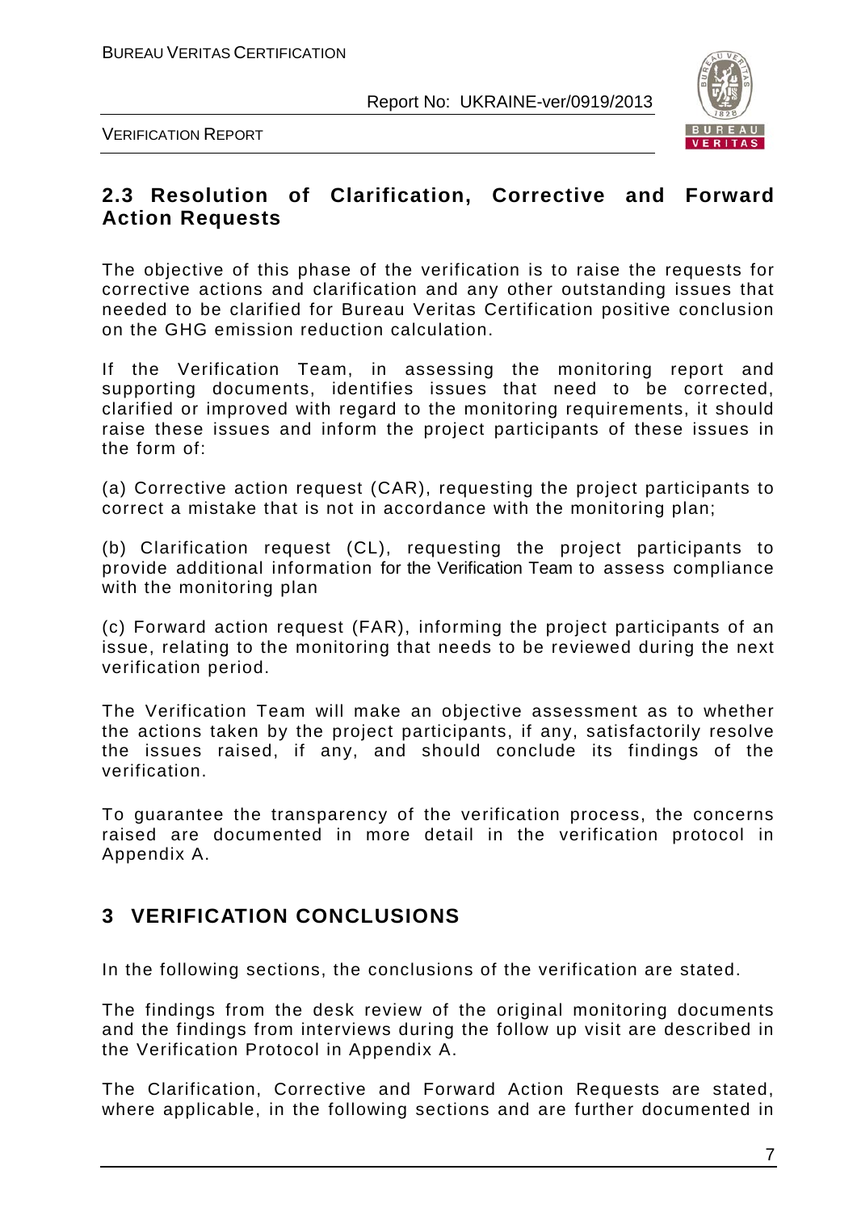## 2.3 Resolution of Clarification, Corrective and Forward Action Requests

The objective of this phase of the verification is to raise the requests for corrective actions and clarification and any other outstanding issues that needed to be clarified for Bureau Veritas Certification positive conclusion on the GHG emission reduction calculation.

If the Verification Team, in assessing the monitoring report and supporting documents, identifies issues that need to be corrected, clarified or improved with regard to the monitoring requirements, it should raise these issues and inform the project participants of these issues in the form of:

(a) Corrective action request (CAR), requesting the project participants to correct a mistake that is not in accordance with the monitoring plan;

(b) Clarification request (CL), requesting the project participants to provide additional information for the Verification Team to assess compliance with the monitoring plan

(c) Forward action request (FAR), informing the project participants of an issue, relating to the monitoring that needs to be reviewed during the next verification period.

The Verification Team will make an objective assessment as to whether the actions taken by the project participants, if any, satisfactorily resolve the issues raised, if any, and should conclude its findings of the verification.

To guarantee the transparency of the verification process, the concerns raised are documented in more detail in the verification protocol in Appendix A.

# 3 VERIFICATION CONCLUSIONS

In the following sections, the conclusions of the verification are stated.

The findings from the desk review of the original monitoring documents and the findings from interviews during the follow up visit are described in the Verification Protocol in Appendix A.

The Clarification, Corrective and Forward Action Requests are stated, where applicable, in the following sections and are further documented in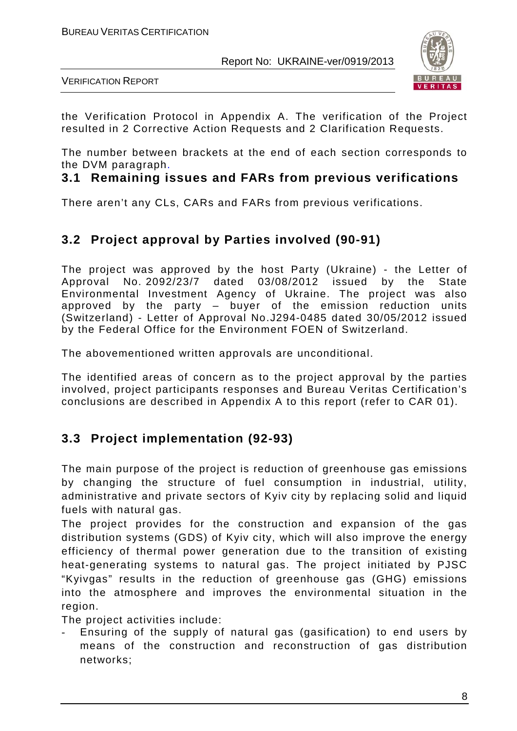the Verification Protocol in Appendix A. The verification of the Project resulted in 2 Corrective Action Requests and 2 Clarification Requests.

The number between brackets at the end of each section corresponds to the DVM paragraph.

## 3.1 Remaining issues and FARs from previous verifications

There aren't any CLs, CARs and FARs from previous verifications.

## 3.2 Project approval by Parties involved (90-91)

The project was approved by the host Party (Ukraine) - the Letter of Approval No. 2092/23/7 dated 03/08/2012 issued by the State Environmental Investment Agency of Ukraine. The project was also approved by the party – buyer of the emission reduction units (Switzerland) - Letter of Approval No.J294-0485 dated 30/05/2012 issued by the Federal Office for the Environment FOEN of Switzerland.

The abovementioned written approvals are unconditional.

The identified areas of concern as to the project approval by the parties involved, project participants responses and Bureau Veritas Certification's conclusions are described in Appendix A to this report (refer to CAR 01).

## 3.3 Project implementation (92-93)

The main purpose of the project is reduction of greenhouse gas emissions by changing the structure of fuel consumption in industrial, utility, administrative and private sectors of Kyiv city by replacing solid and liquid fuels with natural gas.

The project provides for the construction and expansion of the gas distribution systems (GDS) of Kyiv city, which will also improve the energy efficiency of thermal power generation due to the transition of existing heat-generating systems to natural gas. The project initiated by PJSC "Kyivgas" results in the reduction of greenhouse gas (GHG) emissions into the atmosphere and improves the environmental situation in the region.

The project activities include:

- Ensuring of the supply of natural gas (gasification) to end users by means of the construction and reconstruction of gas distribution networks;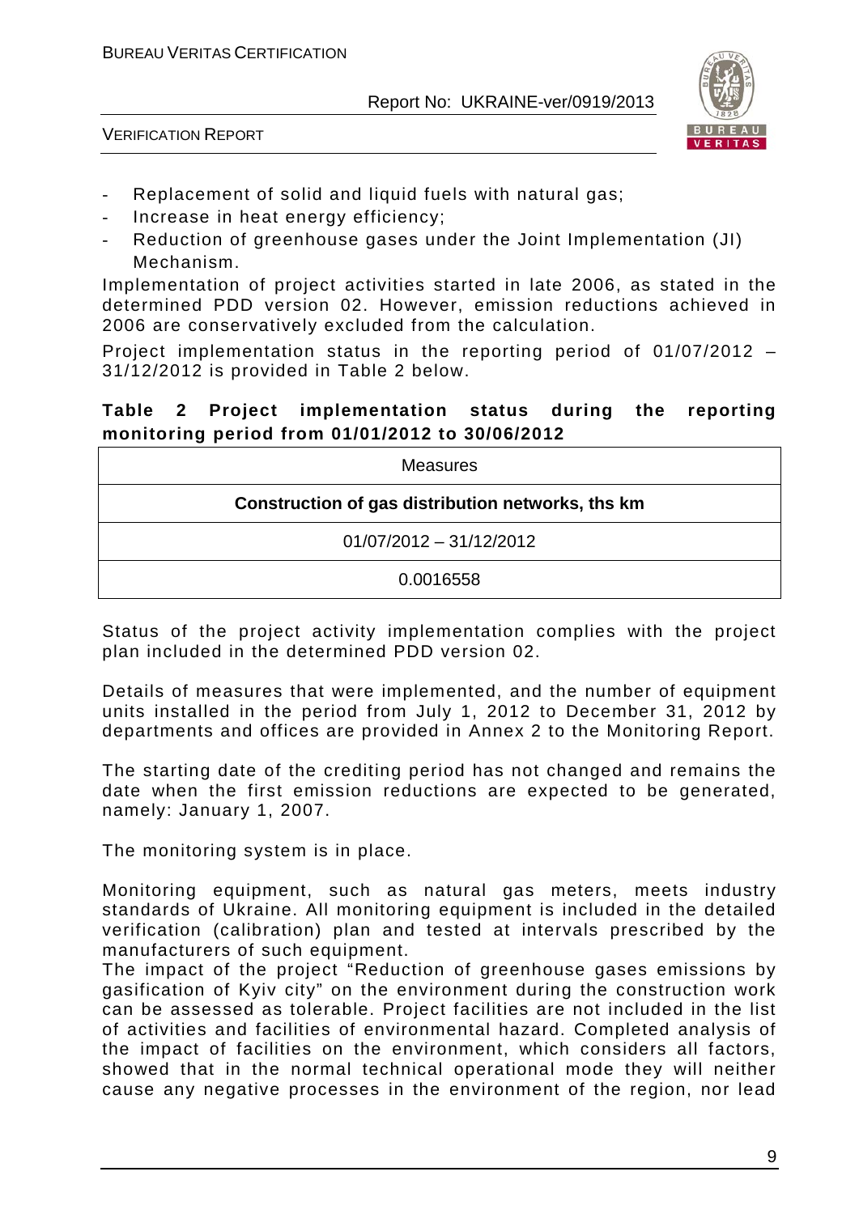- Replacement of solid and liquid fuels with natural gas;
- Increase in heat energy efficiency;
- Reduction of greenhouse gases under the Joint Implementation (JI) Mechanism.

Implementation of project activities started in late 2006, as stated in the determined PDD version 02. However, emission reductions achieved in 2006 are conservatively excluded from the calculation.

Project implementation status in the reporting period of 01/07/2012 – 31/12/2012 is provided in Table 2 below.

**Table 2 Project implementation status during the reporting monitoring period from 01/01/2012 to 30/06/2012**

| Measures |
|---|
| **Construction of gas distribution networks, ths km** |
| 01/07/2012 – 31/12/2012 |
| 0.0016558 |

Status of the project activity implementation complies with the project plan included in the determined PDD version 02.

Details of measures that were implemented, and the number of equipment units installed in the period from July 1, 2012 to December 31, 2012 by departments and offices are provided in Annex 2 to the Monitoring Report.

The starting date of the crediting period has not changed and remains the date when the first emission reductions are expected to be generated, namely: January 1, 2007.

The monitoring system is in place.

Monitoring equipment, such as natural gas meters, meets industry standards of Ukraine. All monitoring equipment is included in the detailed verification (calibration) plan and tested at intervals prescribed by the manufacturers of such equipment.
The impact of the project "Reduction of greenhouse gases emissions by gasification of Kyiv city" on the environment during the construction work can be assessed as tolerable. Project facilities are not included in the list of activities and facilities of environmental hazard. Completed analysis of the impact of facilities on the environment, which considers all factors, showed that in the normal technical operational mode they will neither cause any negative processes in the environment of the region, nor lead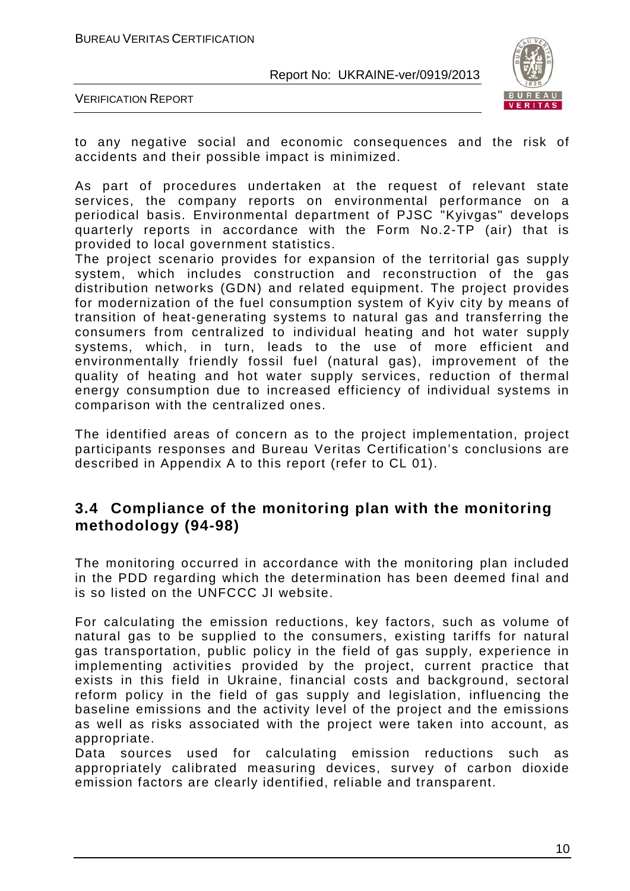to any negative social and economic consequences and the risk of accidents and their possible impact is minimized.

As part of procedures undertaken at the request of relevant state services, the company reports on environmental performance on a periodical basis. Environmental department of PJSC "Kyivgas" develops quarterly reports in accordance with the Form No.2-TP (air) that is provided to local government statistics.

The project scenario provides for expansion of the territorial gas supply system, which includes construction and reconstruction of the gas distribution networks (GDN) and related equipment. The project provides for modernization of the fuel consumption system of Kyiv city by means of transition of heat-generating systems to natural gas and transferring the consumers from centralized to individual heating and hot water supply systems, which, in turn, leads to the use of more efficient and environmentally friendly fossil fuel (natural gas), improvement of the quality of heating and hot water supply services, reduction of thermal energy consumption due to increased efficiency of individual systems in comparison with the centralized ones.

The identified areas of concern as to the project implementation, project participants responses and Bureau Veritas Certification's conclusions are described in Appendix A to this report (refer to CL 01).

## 3.4 Compliance of the monitoring plan with the monitoring methodology (94-98)

The monitoring occurred in accordance with the monitoring plan included in the PDD regarding which the determination has been deemed final and is so listed on the UNFCCC JI website.

For calculating the emission reductions, key factors, such as volume of natural gas to be supplied to the consumers, existing tariffs for natural gas transportation, public policy in the field of gas supply, experience in implementing activities provided by the project, current practice that exists in this field in Ukraine, financial costs and background, sectoral reform policy in the field of gas supply and legislation, influencing the baseline emissions and the activity level of the project and the emissions as well as risks associated with the project were taken into account, as appropriate.

Data sources used for calculating emission reductions such as appropriately calibrated measuring devices, survey of carbon dioxide emission factors are clearly identified, reliable and transparent.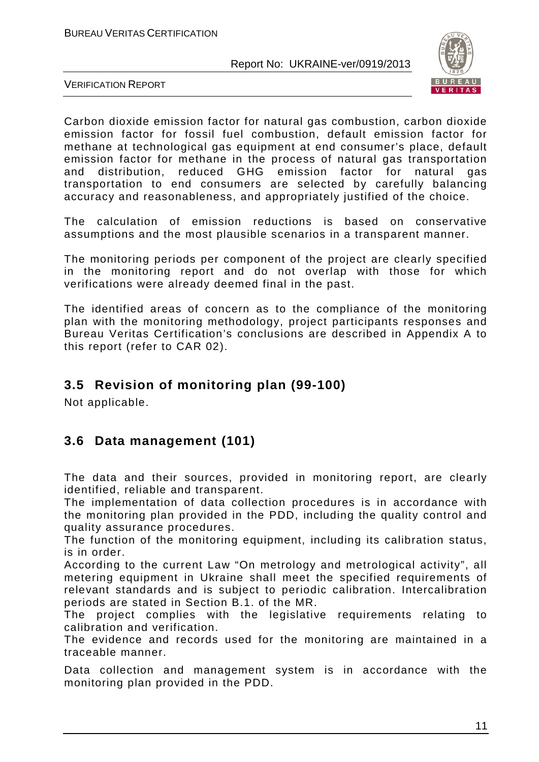Carbon dioxide emission factor for natural gas combustion, carbon dioxide emission factor for fossil fuel combustion, default emission factor for methane at technological gas equipment at end consumer's place, default emission factor for methane in the process of natural gas transportation and distribution, reduced GHG emission factor for natural gas transportation to end consumers are selected by carefully balancing accuracy and reasonableness, and appropriately justified of the choice.

The calculation of emission reductions is based on conservative assumptions and the most plausible scenarios in a transparent manner.

The monitoring periods per component of the project are clearly specified in the monitoring report and do not overlap with those for which verifications were already deemed final in the past.

The identified areas of concern as to the compliance of the monitoring plan with the monitoring methodology, project participants responses and Bureau Veritas Certification's conclusions are described in Appendix A to this report (refer to CAR 02).

## 3.5 Revision of monitoring plan (99-100)

Not applicable.

## 3.6 Data management (101)

The data and their sources, provided in monitoring report, are clearly identified, reliable and transparent.
The implementation of data collection procedures is in accordance with the monitoring plan provided in the PDD, including the quality control and quality assurance procedures.
The function of the monitoring equipment, including its calibration status, is in order.
According to the current Law "On metrology and metrological activity", all metering equipment in Ukraine shall meet the specified requirements of relevant standards and is subject to periodic calibration. Intercalibration periods are stated in Section B.1. of the MR.
The project complies with the legislative requirements relating to calibration and verification.
The evidence and records used for the monitoring are maintained in a traceable manner.

Data collection and management system is in accordance with the monitoring plan provided in the PDD.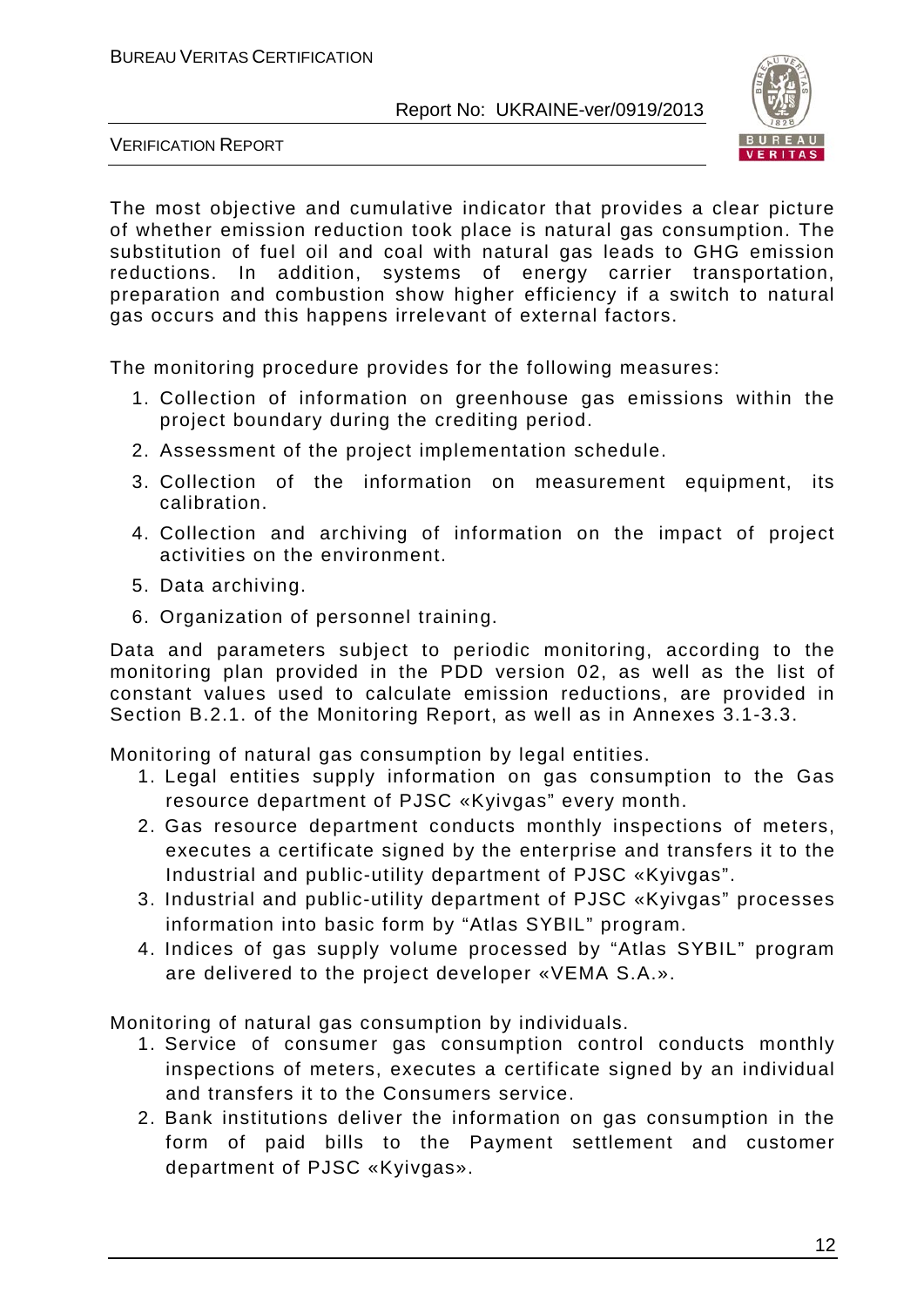The most objective and cumulative indicator that provides a clear picture of whether emission reduction took place is natural gas consumption. The substitution of fuel oil and coal with natural gas leads to GHG emission reductions. In addition, systems of energy carrier transportation, preparation and combustion show higher efficiency if a switch to natural gas occurs and this happens irrelevant of external factors.

The monitoring procedure provides for the following measures:

1. Collection of information on greenhouse gas emissions within the project boundary during the crediting period.
2. Assessment of the project implementation schedule.
3. Collection of the information on measurement equipment, its calibration.
4. Collection and archiving of information on the impact of project activities on the environment.
5. Data archiving.
6. Organization of personnel training.

Data and parameters subject to periodic monitoring, according to the monitoring plan provided in the PDD version 02, as well as the list of constant values used to calculate emission reductions, are provided in Section B.2.1. of the Monitoring Report, as well as in Annexes 3.1-3.3.

Monitoring of natural gas consumption by legal entities.

1. Legal entities supply information on gas consumption to the Gas resource department of PJSC «Kyivgas" every month.
2. Gas resource department conducts monthly inspections of meters, executes a certificate signed by the enterprise and transfers it to the Industrial and public-utility department of PJSC «Kyivgas".
3. Industrial and public-utility department of PJSC «Kyivgas" processes information into basic form by "Atlas SYBIL" program.
4. Indices of gas supply volume processed by "Atlas SYBIL" program are delivered to the project developer «VEMA S.A.».

Monitoring of natural gas consumption by individuals.

1. Service of consumer gas consumption control conducts monthly inspections of meters, executes a certificate signed by an individual and transfers it to the Consumers service.
2. Bank institutions deliver the information on gas consumption in the form of paid bills to the Payment settlement and customer department of PJSC «Kyivgas».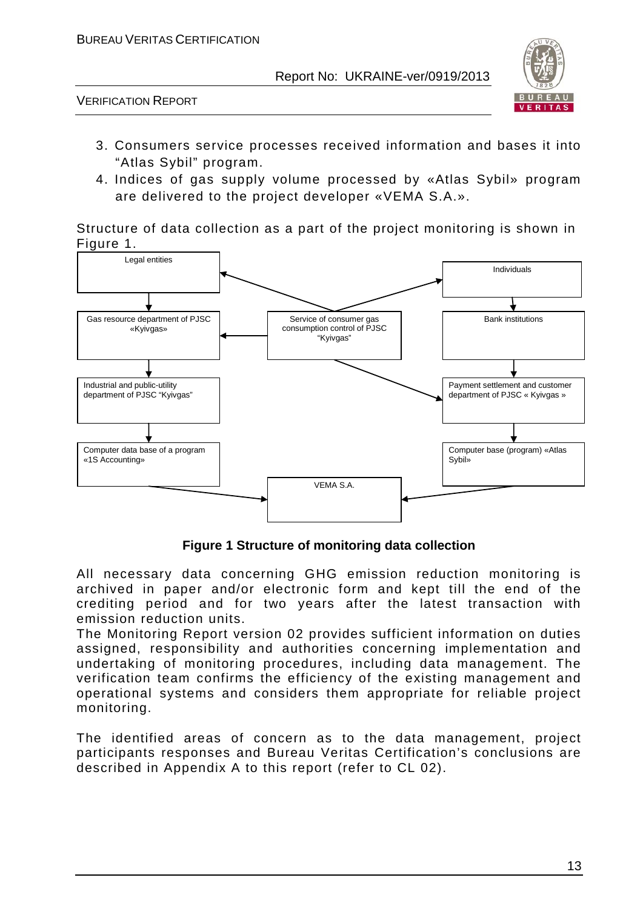3. Consumers service processes received information and bases it into "Atlas Sybil" program.
4. Indices of gas supply volume processed by «Atlas Sybil» program are delivered to the project developer «VEMA S.A.».

Structure of data collection as a part of the project monitoring is shown in Figure 1.

**Figure 1 Structure of monitoring data collection**

All necessary data concerning GHG emission reduction monitoring is archived in paper and/or electronic form and kept till the end of the crediting period and for two years after the latest transaction with emission reduction units.

The Monitoring Report version 02 provides sufficient information on duties assigned, responsibility and authorities concerning implementation and undertaking of monitoring procedures, including data management. The verification team confirms the efficiency of the existing management and operational systems and considers them appropriate for reliable project monitoring.

The identified areas of concern as to the data management, project participants responses and Bureau Veritas Certification's conclusions are described in Appendix A to this report (refer to CL 02).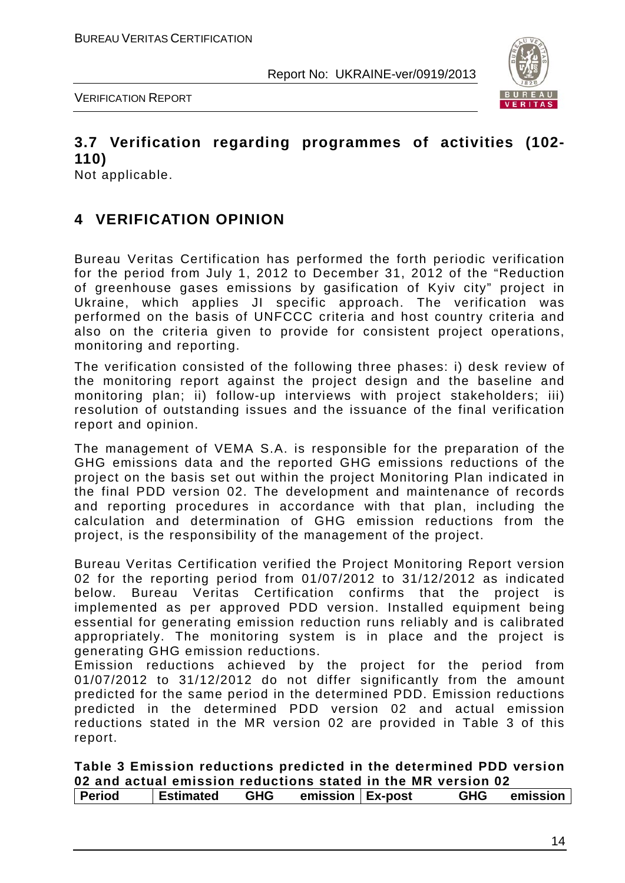## 3.7 Verification regarding programmes of activities (102-110)

Not applicable.

# 4 VERIFICATION OPINION

Bureau Veritas Certification has performed the forth periodic verification for the period from July 1, 2012 to December 31, 2012 of the "Reduction of greenhouse gases emissions by gasification of Kyiv city" project in Ukraine, which applies JI specific approach. The verification was performed on the basis of UNFCCC criteria and host country criteria and also on the criteria given to provide for consistent project operations, monitoring and reporting.

The verification consisted of the following three phases: i) desk review of the monitoring report against the project design and the baseline and monitoring plan; ii) follow-up interviews with project stakeholders; iii) resolution of outstanding issues and the issuance of the final verification report and opinion.

The management of VEMA S.A. is responsible for the preparation of the GHG emissions data and the reported GHG emissions reductions of the project on the basis set out within the project Monitoring Plan indicated in the final PDD version 02. The development and maintenance of records and reporting procedures in accordance with that plan, including the calculation and determination of GHG emission reductions from the project, is the responsibility of the management of the project.

Bureau Veritas Certification verified the Project Monitoring Report version 02 for the reporting period from 01/07/2012 to 31/12/2012 as indicated below. Bureau Veritas Certification confirms that the project is implemented as per approved PDD version. Installed equipment being essential for generating emission reduction runs reliably and is calibrated appropriately. The monitoring system is in place and the project is generating GHG emission reductions.

Emission reductions achieved by the project for the period from 01/07/2012 to 31/12/2012 do not differ significantly from the amount predicted for the same period in the determined PDD. Emission reductions predicted in the determined PDD version 02 and actual emission reductions stated in the MR version 02 are provided in Table 3 of this report.

**Table 3 Emission reductions predicted in the determined PDD version 02 and actual emission reductions stated in the MR version 02**

| Period | Estimated GHG emission | Ex-post GHG emission |
|---|---|---|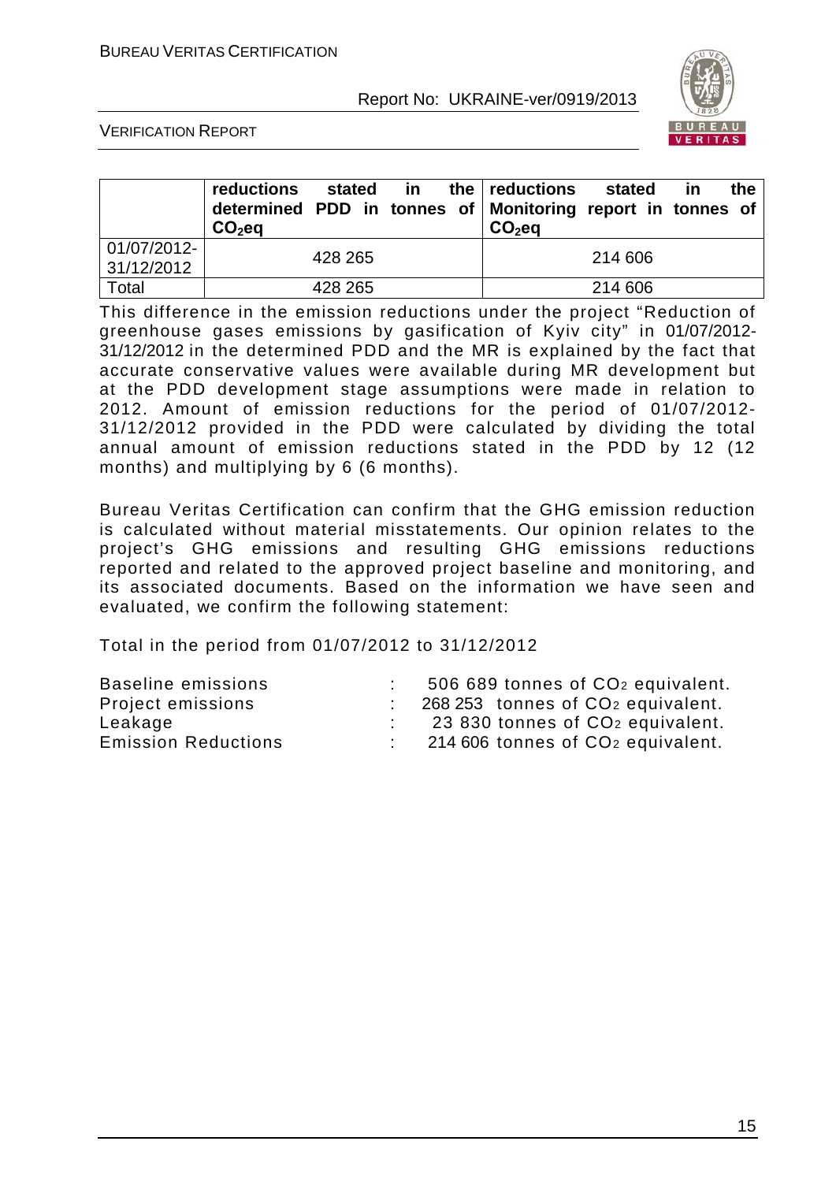| | reductions stated in the determined PDD in tonnes of $CO_2$eq | reductions stated in the Monitoring report in tonnes of $CO_2$eq |
|---|---|---|
| 01/07/2012-31/12/2012 | 428 265 | 214 606 |
| Total | 428 265 | 214 606 |

This difference in the emission reductions under the project "Reduction of greenhouse gases emissions by gasification of Kyiv city" in 01/07/2012-31/12/2012 in the determined PDD and the MR is explained by the fact that accurate conservative values were available during MR development but at the PDD development stage assumptions were made in relation to 2012. Amount of emission reductions for the period of 01/07/2012-31/12/2012 provided in the PDD were calculated by dividing the total annual amount of emission reductions stated in the PDD by 12 (12 months) and multiplying by 6 (6 months).

Bureau Veritas Certification can confirm that the GHG emission reduction is calculated without material misstatements. Our opinion relates to the project's GHG emissions and resulting GHG emissions reductions reported and related to the approved project baseline and monitoring, and its associated documents. Based on the information we have seen and evaluated, we confirm the following statement:

Total in the period from 01/07/2012 to 31/12/2012

| | | |
|---|---|---|
| Baseline emissions | : | 506 689 tonnes of $CO_2$ equivalent. |
| Project emissions | : | 268 253 tonnes of $CO_2$ equivalent. |
| Leakage | : | 23 830 tonnes of $CO_2$ equivalent. |
| Emission Reductions | : | 214 606 tonnes of $CO_2$ equivalent. |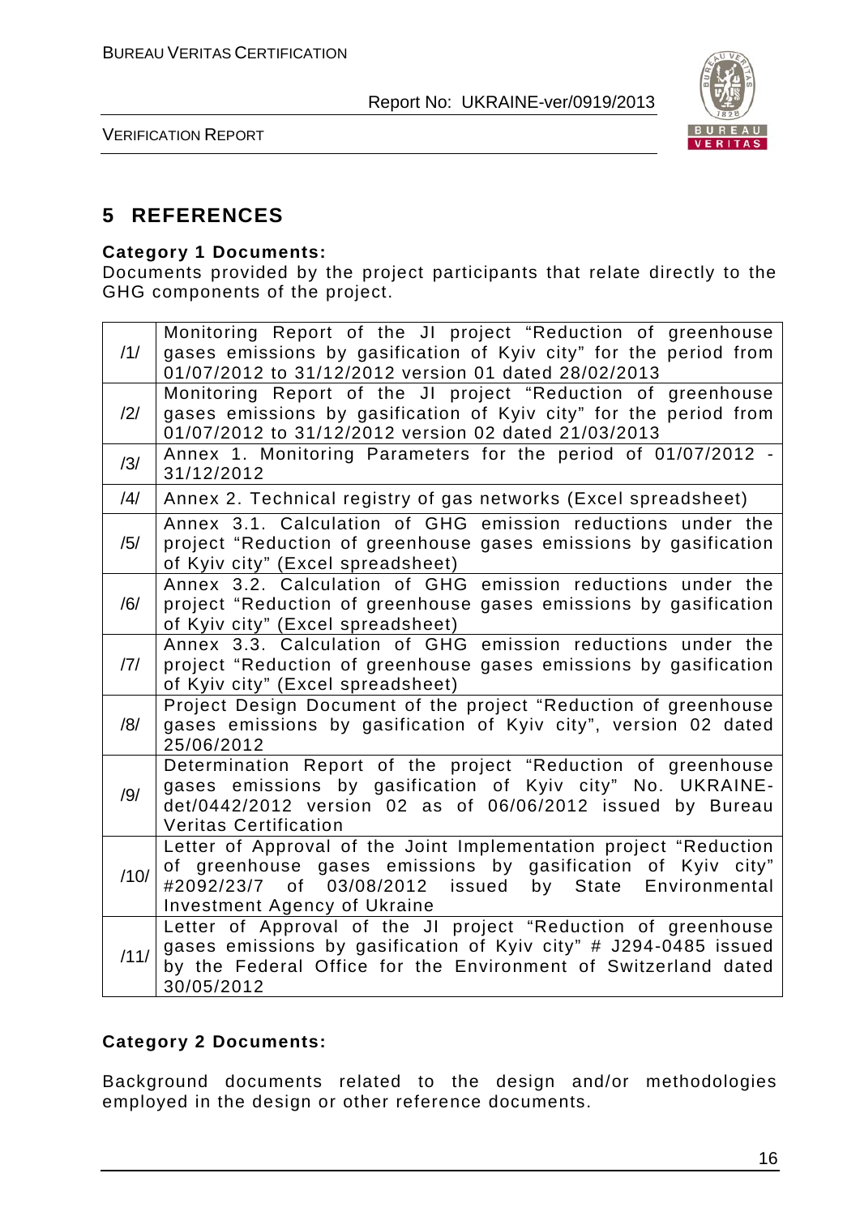# 5 REFERENCES

**Category 1 Documents:**

Documents provided by the project participants that relate directly to the GHG components of the project.

| | |
|---|---|
| /1/ | Monitoring Report of the JI project "Reduction of greenhouse gases emissions by gasification of Kyiv city" for the period from 01/07/2012 to 31/12/2012 version 01 dated 28/02/2013 |
| /2/ | Monitoring Report of the JI project "Reduction of greenhouse gases emissions by gasification of Kyiv city" for the period from 01/07/2012 to 31/12/2012 version 02 dated 21/03/2013 |
| /3/ | Annex 1. Monitoring Parameters for the period of 01/07/2012 - 31/12/2012 |
| /4/ | Annex 2. Technical registry of gas networks (Excel spreadsheet) |
| /5/ | Annex 3.1. Calculation of GHG emission reductions under the project "Reduction of greenhouse gases emissions by gasification of Kyiv city" (Excel spreadsheet) |
| /6/ | Annex 3.2. Calculation of GHG emission reductions under the project "Reduction of greenhouse gases emissions by gasification of Kyiv city" (Excel spreadsheet) |
| /7/ | Annex 3.3. Calculation of GHG emission reductions under the project "Reduction of greenhouse gases emissions by gasification of Kyiv city" (Excel spreadsheet) |
| /8/ | Project Design Document of the project "Reduction of greenhouse gases emissions by gasification of Kyiv city", version 02 dated 25/06/2012 |
| /9/ | Determination Report of the project "Reduction of greenhouse gases emissions by gasification of Kyiv city" No. UKRAINE-det/0442/2012 version 02 as of 06/06/2012 issued by Bureau Veritas Certification |
| /10/ | Letter of Approval of the Joint Implementation project "Reduction of greenhouse gases emissions by gasification of Kyiv city" #2092/23/7 of 03/08/2012 issued by State Environmental Investment Agency of Ukraine |
| /11/ | Letter of Approval of the JI project "Reduction of greenhouse gases emissions by gasification of Kyiv city" # J294-0485 issued by the Federal Office for the Environment of Switzerland dated 30/05/2012 |

**Category 2 Documents:**

Background documents related to the design and/or methodologies employed in the design or other reference documents.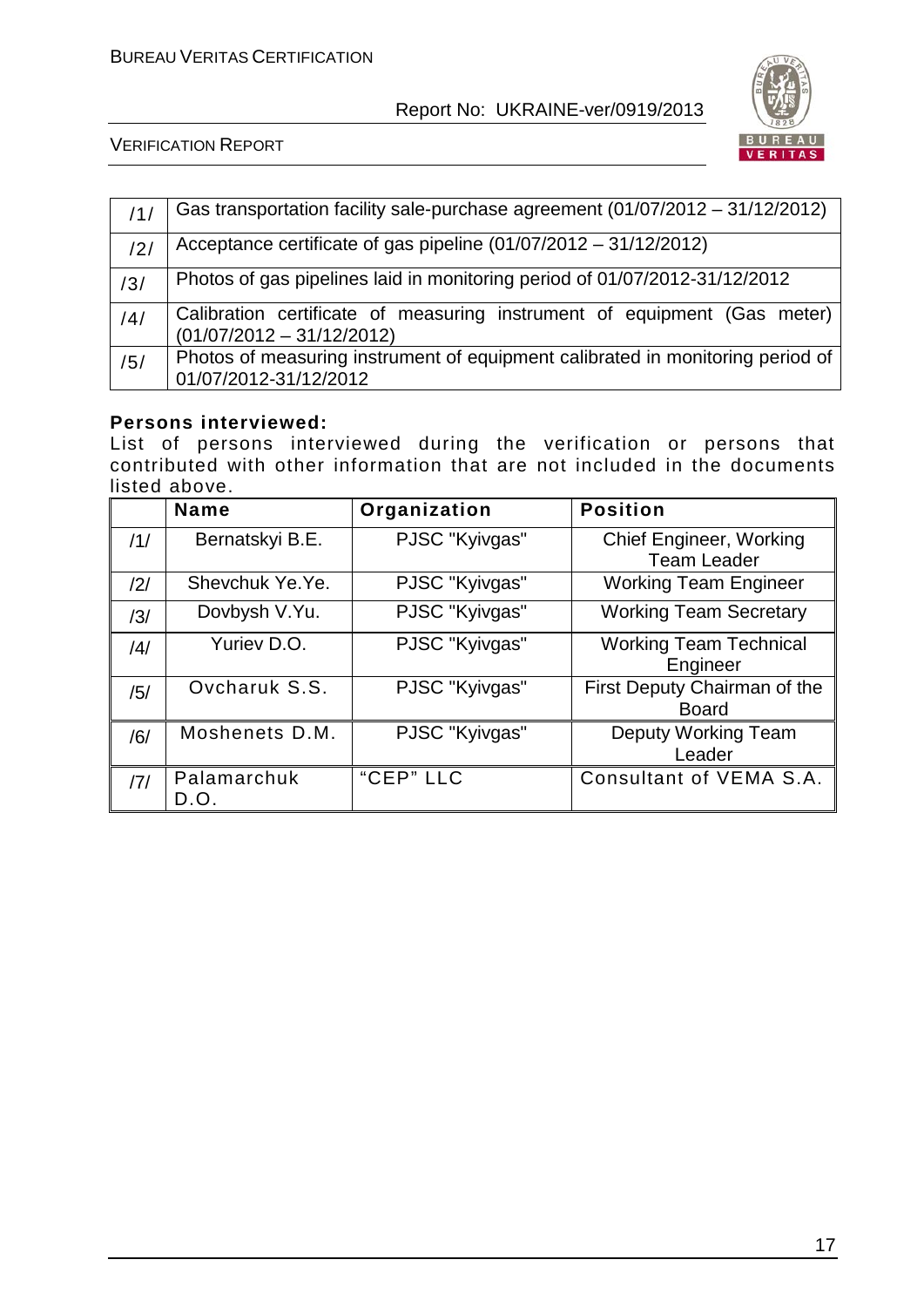| | |
|---|---|
| /1/ | Gas transportation facility sale-purchase agreement (01/07/2012 – 31/12/2012) |
| /2/ | Acceptance certificate of gas pipeline (01/07/2012 – 31/12/2012) |
| /3/ | Photos of gas pipelines laid in monitoring period of 01/07/2012-31/12/2012 |
| /4/ | Calibration certificate of measuring instrument of equipment (Gas meter) (01/07/2012 – 31/12/2012) |
| /5/ | Photos of measuring instrument of equipment calibrated in monitoring period of 01/07/2012-31/12/2012 |

**Persons interviewed:**

List of persons interviewed during the verification or persons that contributed with other information that are not included in the documents listed above.

| | Name | Organization | Position |
|---|---|---|---|
| /1/ | Bernatskyi B.E. | PJSC "Kyivgas" | Chief Engineer, Working Team Leader |
| /2/ | Shevchuk Ye.Ye. | PJSC "Kyivgas" | Working Team Engineer |
| /3/ | Dovbysh V.Yu. | PJSC "Kyivgas" | Working Team Secretary |
| /4/ | Yuriev D.O. | PJSC "Kyivgas" | Working Team Technical Engineer |
| /5/ | Ovcharuk S.S. | PJSC "Kyivgas" | First Deputy Chairman of the Board |
| /6/ | Moshenets D.M. | PJSC "Kyivgas" | Deputy Working Team Leader |
| /7/ | Palamarchuk D.O. | “CEP” LLC | Consultant of VEMA S.A. |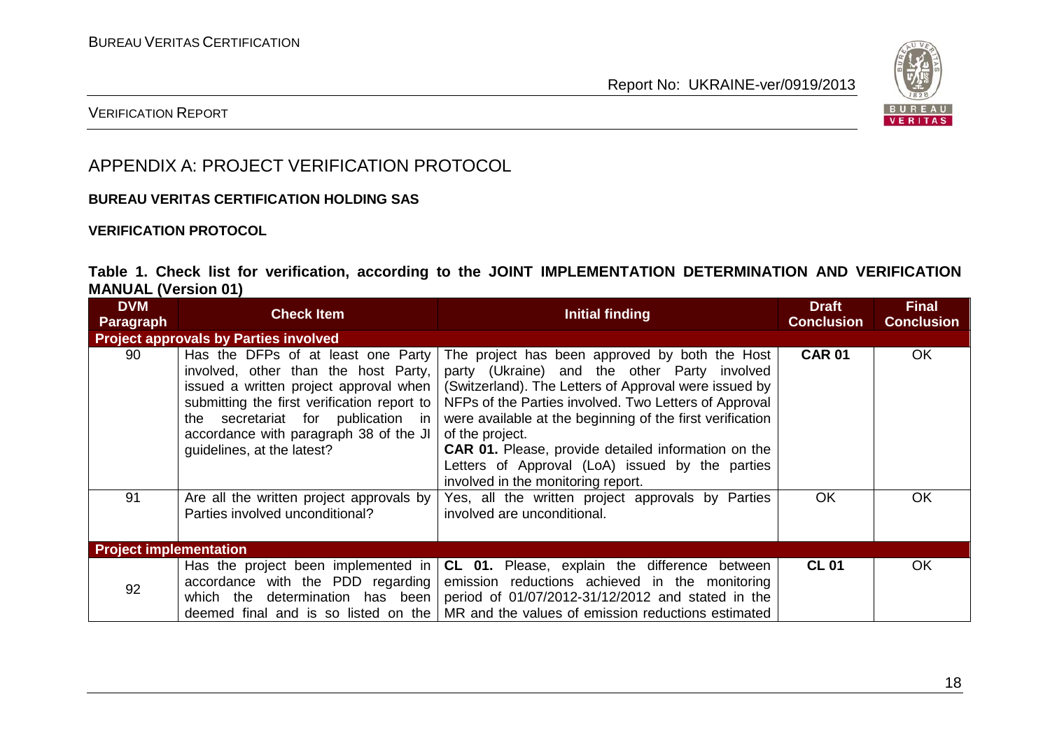# APPENDIX A: PROJECT VERIFICATION PROTOCOL

**BUREAU VERITAS CERTIFICATION HOLDING SAS**

**VERIFICATION PROTOCOL**

**Table 1. Check list for verification, according to the JOINT IMPLEMENTATION DETERMINATION AND VERIFICATION MANUAL (Version 01)**

| DVM Paragraph | Check Item | Initial finding | Draft Conclusion | Final Conclusion |
|---|---|---|---|---|
| **Project approvals by Parties involved** | | | | |
| 90 | Has the DFPs of at least one Party involved, other than the host Party, issued a written project approval when submitting the first verification report to the secretariat for publication in accordance with paragraph 38 of the JI guidelines, at the latest? | The project has been approved by both the Host party (Ukraine) and the other Party involved (Switzerland). The Letters of Approval were issued by NFPs of the Parties involved. Two Letters of Approval were available at the beginning of the first verification of the project.<br>**CAR 01.** Please, provide detailed information on the Letters of Approval (LoA) issued by the parties involved in the monitoring report. | **CAR 01** | OK |
| 91 | Are all the written project approvals by Parties involved unconditional? | Yes, all the written project approvals by Parties involved are unconditional. | OK | OK |
| **Project implementation** | | | | |
| 92 | Has the project been implemented in accordance with the PDD regarding which the determination has been deemed final and is so listed on the | **CL 01.** Please, explain the difference between emission reductions achieved in the monitoring period of 01/07/2012-31/12/2012 and stated in the MR and the values of emission reductions estimated | **CL 01** | OK |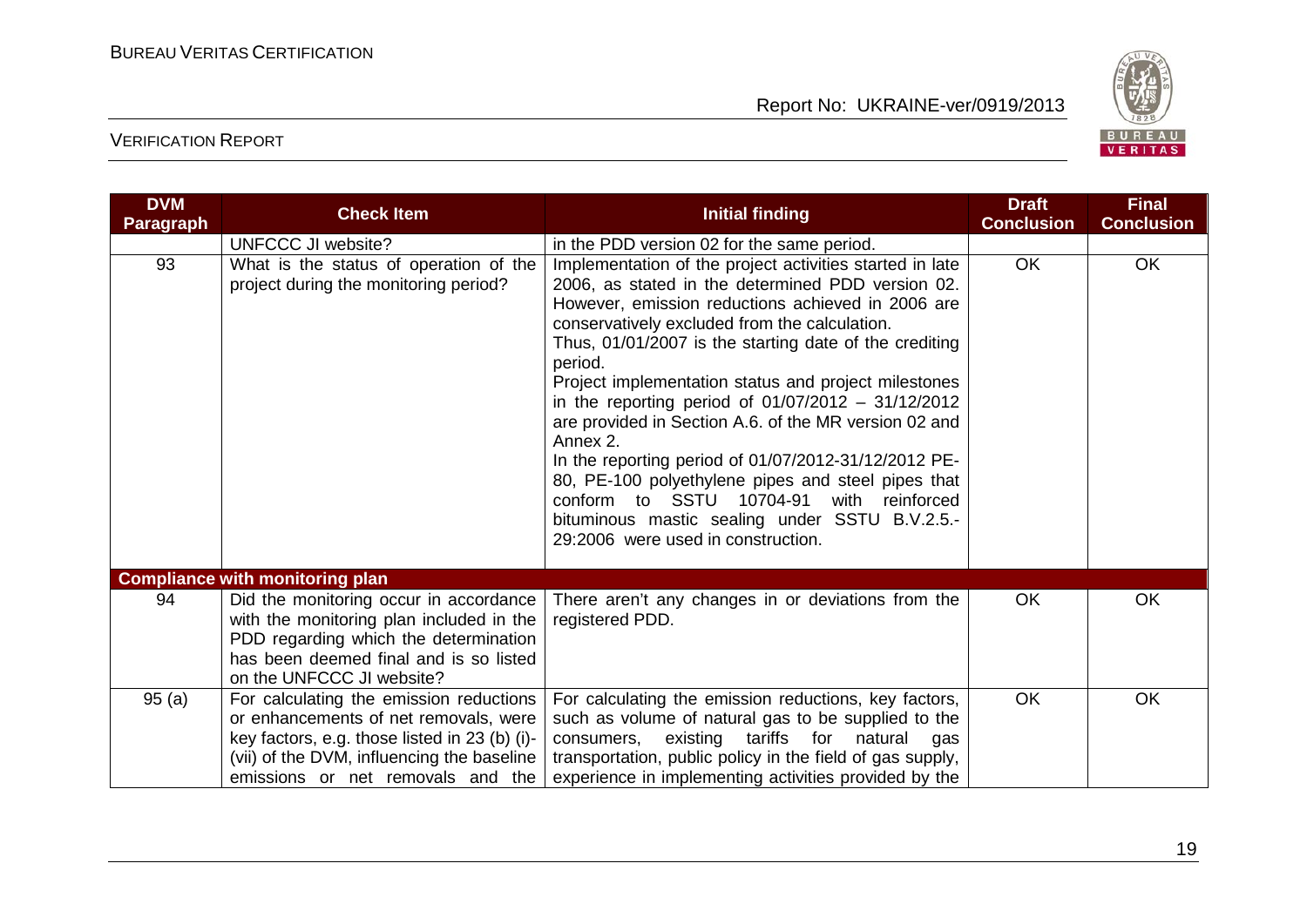| DVM Paragraph | Check Item | Initial finding | Draft Conclusion | Final Conclusion |
|---|---|---|---|---|
| | UNFCCC JI website? | in the PDD version 02 for the same period. | | |
| 93 | What is the status of operation of the project during the monitoring period? | Implementation of the project activities started in late 2006, as stated in the determined PDD version 02. However, emission reductions achieved in 2006 are conservatively excluded from the calculation.<br>Thus, 01/01/2007 is the starting date of the crediting period.<br>Project implementation status and project milestones in the reporting period of 01/07/2012 – 31/12/2012 are provided in Section A.6. of the MR version 02 and Annex 2.<br>In the reporting period of 01/07/2012-31/12/2012 PE-80, PE-100 polyethylene pipes and steel pipes that conform to SSTU 10704-91 with reinforced bituminous mastic sealing under SSTU B.V.2.5.-29:2006 were used in construction. | OK | OK |
| **Compliance with monitoring plan** | | | | |
| 94 | Did the monitoring occur in accordance with the monitoring plan included in the PDD regarding which the determination has been deemed final and is so listed on the UNFCCC JI website? | There aren't any changes in or deviations from the registered PDD. | OK | OK |
| 95 (a) | For calculating the emission reductions or enhancements of net removals, were key factors, e.g. those listed in 23 (b) (i)-(vii) of the DVM, influencing the baseline emissions or net removals and the | For calculating the emission reductions, key factors, such as volume of natural gas to be supplied to the consumers, existing tariffs for natural gas transportation, public policy in the field of gas supply, experience in implementing activities provided by the | OK | OK |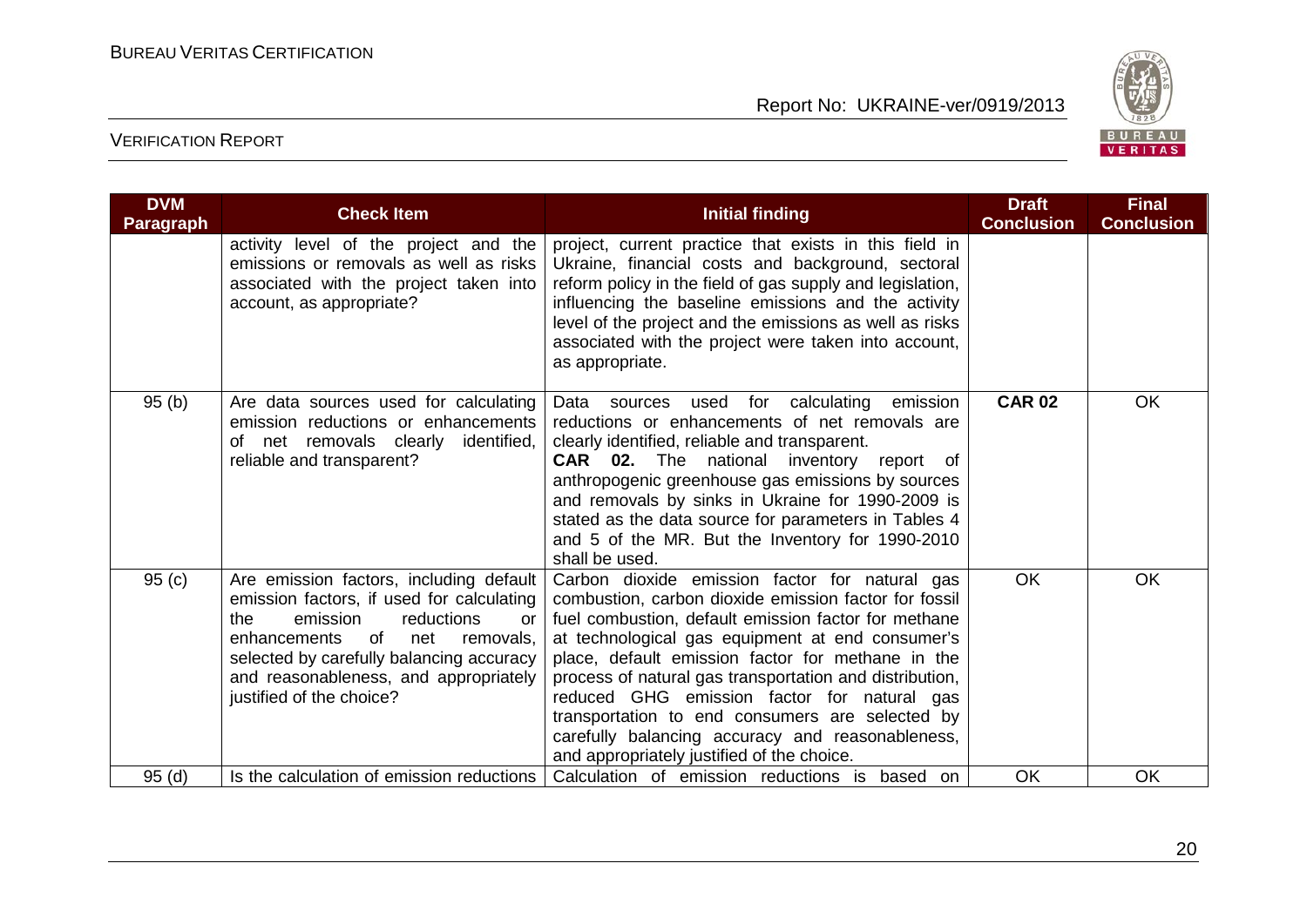| DVM Paragraph | Check Item | Initial finding | Draft Conclusion | Final Conclusion |
|---|---|---|---|---|
| | activity level of the project and the emissions or removals as well as risks associated with the project taken into account, as appropriate? | project, current practice that exists in this field in Ukraine, financial costs and background, sectoral reform policy in the field of gas supply and legislation, influencing the baseline emissions and the activity level of the project and the emissions as well as risks associated with the project were taken into account, as appropriate. | | |
| 95 (b) | Are data sources used for calculating emission reductions or enhancements of net removals clearly identified, reliable and transparent? | Data sources used for calculating emission reductions or enhancements of net removals are clearly identified, reliable and transparent.<br>**CAR 02.** The national inventory report of anthropogenic greenhouse gas emissions by sources and removals by sinks in Ukraine for 1990-2009 is stated as the data source for parameters in Tables 4 and 5 of the MR. But the Inventory for 1990-2010 shall be used. | **CAR 02** | OK |
| 95 (c) | Are emission factors, including default emission factors, if used for calculating the emission reductions or enhancements of net removals, selected by carefully balancing accuracy and reasonableness, and appropriately justified of the choice? | Carbon dioxide emission factor for natural gas combustion, carbon dioxide emission factor for fossil fuel combustion, default emission factor for methane at technological gas equipment at end consumer's place, default emission factor for methane in the process of natural gas transportation and distribution, reduced GHG emission factor for natural gas transportation to end consumers are selected by carefully balancing accuracy and reasonableness, and appropriately justified of the choice. | OK | OK |
| 95 (d) | Is the calculation of emission reductions | Calculation of emission reductions is based on | OK | OK |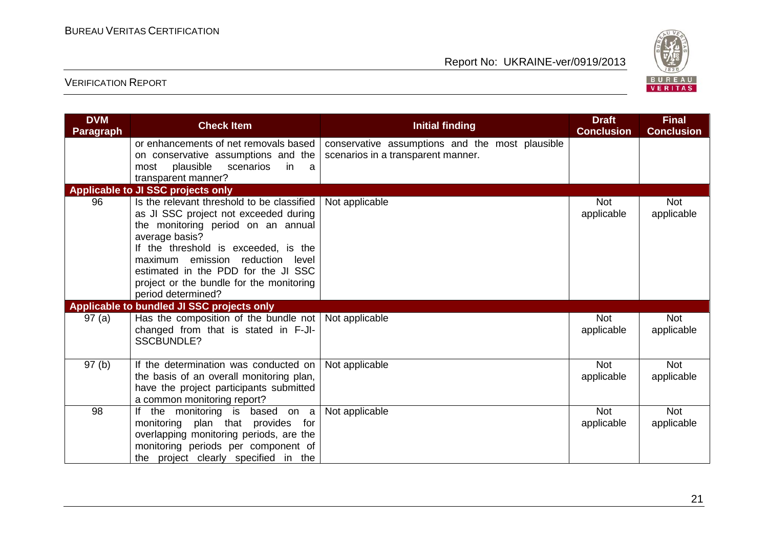| DVM Paragraph | Check Item | Initial finding | Draft Conclusion | Final Conclusion |
|---|---|---|---|---|
| | or enhancements of net removals based on conservative assumptions and the most plausible scenarios in a transparent manner? | conservative assumptions and the most plausible scenarios in a transparent manner. | | |
| **Applicable to JI SSC projects only** | | | | |
| 96 | Is the relevant threshold to be classified as JI SSC project not exceeded during the monitoring period on an annual average basis?<br>If the threshold is exceeded, is the maximum emission reduction level estimated in the PDD for the JI SSC project or the bundle for the monitoring period determined? | Not applicable | Not applicable | Not applicable |
| **Applicable to bundled JI SSC projects only** | | | | |
| 97 (a) | Has the composition of the bundle not changed from that is stated in F-JI-SSCBUNDLE? | Not applicable | Not applicable | Not applicable |
| 97 (b) | If the determination was conducted on the basis of an overall monitoring plan, have the project participants submitted a common monitoring report? | Not applicable | Not applicable | Not applicable |
| 98 | If the monitoring is based on a monitoring plan that provides for overlapping monitoring periods, are the monitoring periods per component of the project clearly specified in the | Not applicable | Not applicable | Not applicable |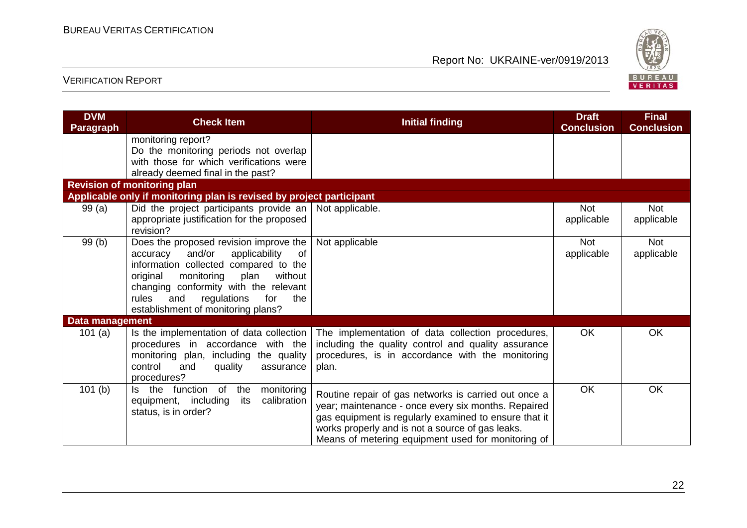| DVM Paragraph | Check Item | Initial finding | Draft Conclusion | Final Conclusion |
|---|---|---|---|---|
| | monitoring report? Do the monitoring periods not overlap with those for which verifications were already deemed final in the past? | | | |
| **Revision of monitoring plan** | | | | |
| **Applicable only if monitoring plan is revised by project participant** | | | | |
| 99 (a) | Did the project participants provide an appropriate justification for the proposed revision? | Not applicable. | Not applicable | Not applicable |
| 99 (b) | Does the proposed revision improve the accuracy and/or applicability of information collected compared to the original monitoring plan without changing conformity with the relevant rules and regulations for the establishment of monitoring plans? | Not applicable | Not applicable | Not applicable |
| **Data management** | | | | |
| 101 (a) | Is the implementation of data collection procedures in accordance with the monitoring plan, including the quality control and quality assurance procedures? | The implementation of data collection procedures, including the quality control and quality assurance procedures, is in accordance with the monitoring plan. | OK | OK |
| 101 (b) | Is the function of the monitoring equipment, including its calibration status, is in order? | Routine repair of gas networks is carried out once a year; maintenance - once every six months. Repaired gas equipment is regularly examined to ensure that it works properly and is not a source of gas leaks. Means of metering equipment used for monitoring of | OK | OK |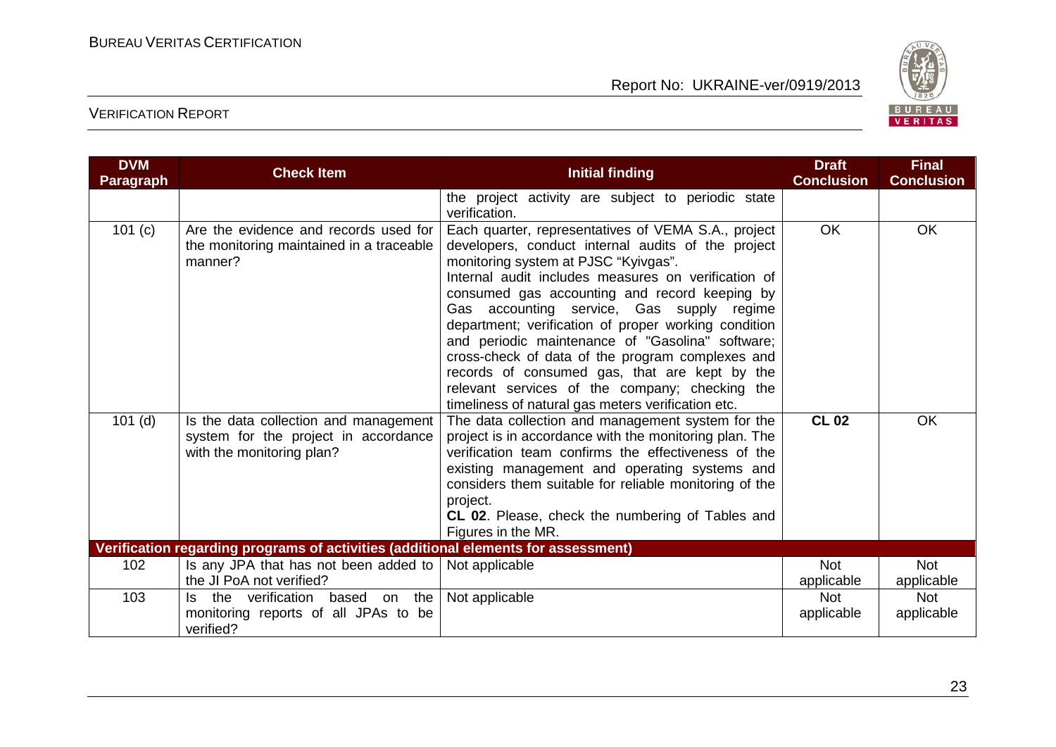| DVM Paragraph | Check Item | Initial finding | Draft Conclusion | Final Conclusion |
|---|---|---|---|---|
| | | the project activity are subject to periodic state verification. | | |
| 101 (c) | Are the evidence and records used for the monitoring maintained in a traceable manner? | Each quarter, representatives of VEMA S.A., project developers, conduct internal audits of the project monitoring system at PJSC "Kyivgas".<br>Internal audit includes measures on verification of consumed gas accounting and record keeping by Gas accounting service, Gas supply regime department; verification of proper working condition and periodic maintenance of "Gasolina" software; cross-check of data of the program complexes and records of consumed gas, that are kept by the relevant services of the company; checking the timeliness of natural gas meters verification etc. | OK | OK |
| 101 (d) | Is the data collection and management system for the project in accordance with the monitoring plan? | The data collection and management system for the project is in accordance with the monitoring plan. The verification team confirms the effectiveness of the existing management and operating systems and considers them suitable for reliable monitoring of the project.<br>**CL 02**. Please, check the numbering of Tables and Figures in the MR. | **CL 02** | OK |
| **Verification regarding programs of activities (additional elements for assessment)** | | | | |
| 102 | Is any JPA that has not been added to the JI PoA not verified? | Not applicable | Not applicable | Not applicable |
| 103 | Is the verification based on the monitoring reports of all JPAs to be verified? | Not applicable | Not applicable | Not applicable |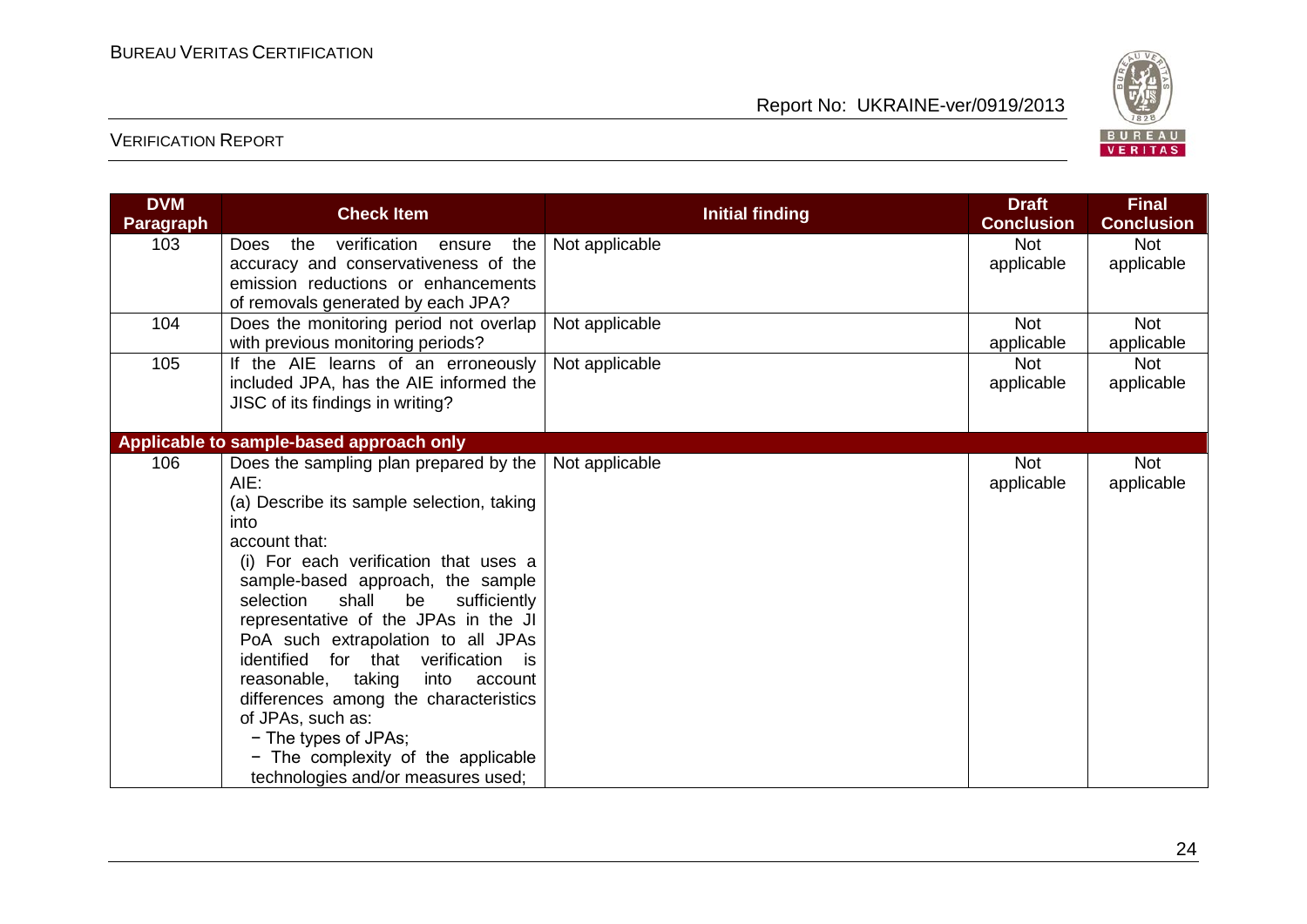| DVM Paragraph | Check Item | Initial finding | Draft Conclusion | Final Conclusion |
|---|---|---|---|---|
| 103 | Does the verification ensure the accuracy and conservativeness of the emission reductions or enhancements of removals generated by each JPA? | Not applicable | Not applicable | Not applicable |
| 104 | Does the monitoring period not overlap with previous monitoring periods? | Not applicable | Not applicable | Not applicable |
| 105 | If the AIE learns of an erroneously included JPA, has the AIE informed the JISC of its findings in writing? | Not applicable | Not applicable | Not applicable |
| **Applicable to sample-based approach only** | | | | |
| 106 | Does the sampling plan prepared by the AIE:<br>(a) Describe its sample selection, taking into account that:<br>(i) For each verification that uses a sample-based approach, the sample selection shall be sufficiently representative of the JPAs in the JI PoA such extrapolation to all JPAs identified for that verification is reasonable, taking into account differences among the characteristics of JPAs, such as:<br>− The types of JPAs;<br>− The complexity of the applicable technologies and/or measures used; | Not applicable | Not applicable | Not applicable |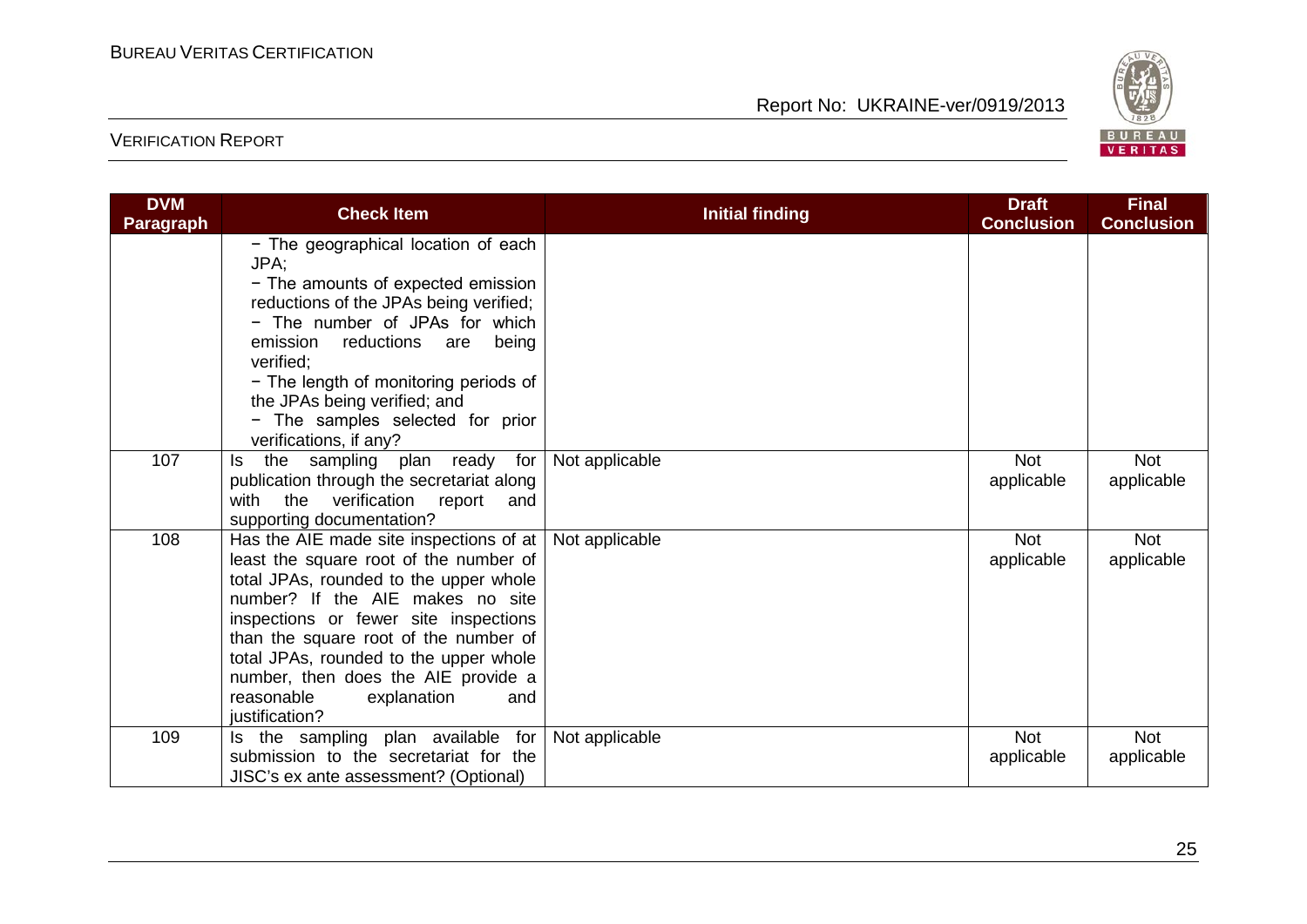| DVM Paragraph | Check Item | Initial finding | Draft Conclusion | Final Conclusion |
|---|---|---|---|---|
| | − The geographical location of each JPA;<br>− The amounts of expected emission reductions of the JPAs being verified;<br>− The number of JPAs for which emission reductions are being verified;<br>− The length of monitoring periods of the JPAs being verified; and<br>− The samples selected for prior verifications, if any? | | | |
| 107 | Is the sampling plan ready for publication through the secretariat along with the verification report and supporting documentation? | Not applicable | Not applicable | Not applicable |
| 108 | Has the AIE made site inspections of at least the square root of the number of total JPAs, rounded to the upper whole number? If the AIE makes no site inspections or fewer site inspections than the square root of the number of total JPAs, rounded to the upper whole number, then does the AIE provide a reasonable explanation and justification? | Not applicable | Not applicable | Not applicable |
| 109 | Is the sampling plan available for submission to the secretariat for the JISC's ex ante assessment? (Optional) | Not applicable | Not applicable | Not applicable |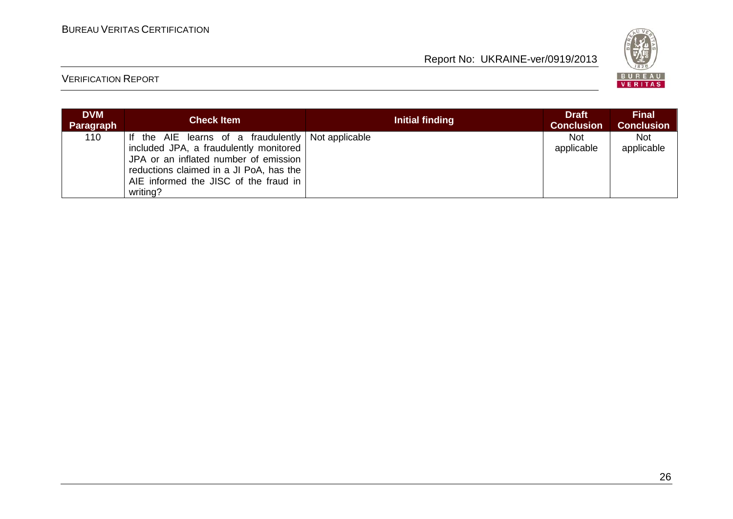| DVM Paragraph | Check Item | Initial finding | Draft Conclusion | Final Conclusion |
|---|---|---|---|---|
| 110 | If the AIE learns of a fraudulently included JPA, a fraudulently monitored JPA or an inflated number of emission reductions claimed in a JI PoA, has the AIE informed the JISC of the fraud in writing? | Not applicable | Not applicable | Not applicable |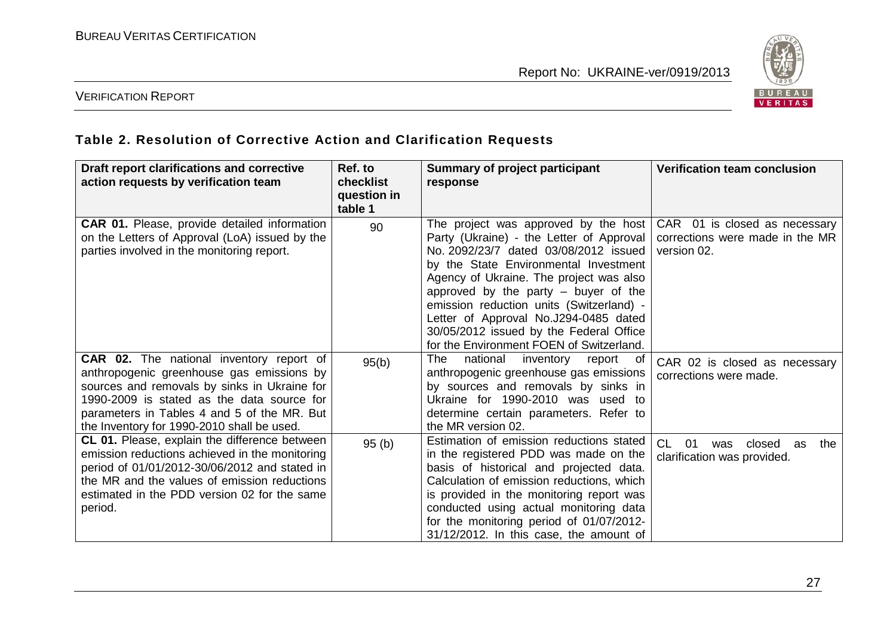### Table 2. Resolution of Corrective Action and Clarification Requests

| Draft report clarifications and corrective action requests by verification team | Ref. to checklist question in table 1 | Summary of project participant response | Verification team conclusion |
|---|---|---|---|
| **CAR 01.** Please, provide detailed information on the Letters of Approval (LoA) issued by the parties involved in the monitoring report. | 90 | The project was approved by the host Party (Ukraine) - the Letter of Approval No. 2092/23/7 dated 03/08/2012 issued by the State Environmental Investment Agency of Ukraine. The project was also approved by the party – buyer of the emission reduction units (Switzerland) - Letter of Approval No.J294-0485 dated 30/05/2012 issued by the Federal Office for the Environment FOEN of Switzerland. | CAR 01 is closed as necessary corrections were made in the MR version 02. |
| **CAR 02.** The national inventory report of anthropogenic greenhouse gas emissions by sources and removals by sinks in Ukraine for 1990-2009 is stated as the data source for parameters in Tables 4 and 5 of the MR. But the Inventory for 1990-2010 shall be used. | 95(b) | The national inventory report of anthropogenic greenhouse gas emissions by sources and removals by sinks in Ukraine for 1990-2010 was used to determine certain parameters. Refer to the MR version 02. | CAR 02 is closed as necessary corrections were made. |
| **CL 01.** Please, explain the difference between emission reductions achieved in the monitoring period of 01/01/2012-30/06/2012 and stated in the MR and the values of emission reductions estimated in the PDD version 02 for the same period. | 95 (b) | Estimation of emission reductions stated in the registered PDD was made on the basis of historical and projected data. Calculation of emission reductions, which is provided in the monitoring report was conducted using actual monitoring data for the monitoring period of 01/07/2012-31/12/2012. In this case, the amount of | CL 01 was closed as the clarification was provided. |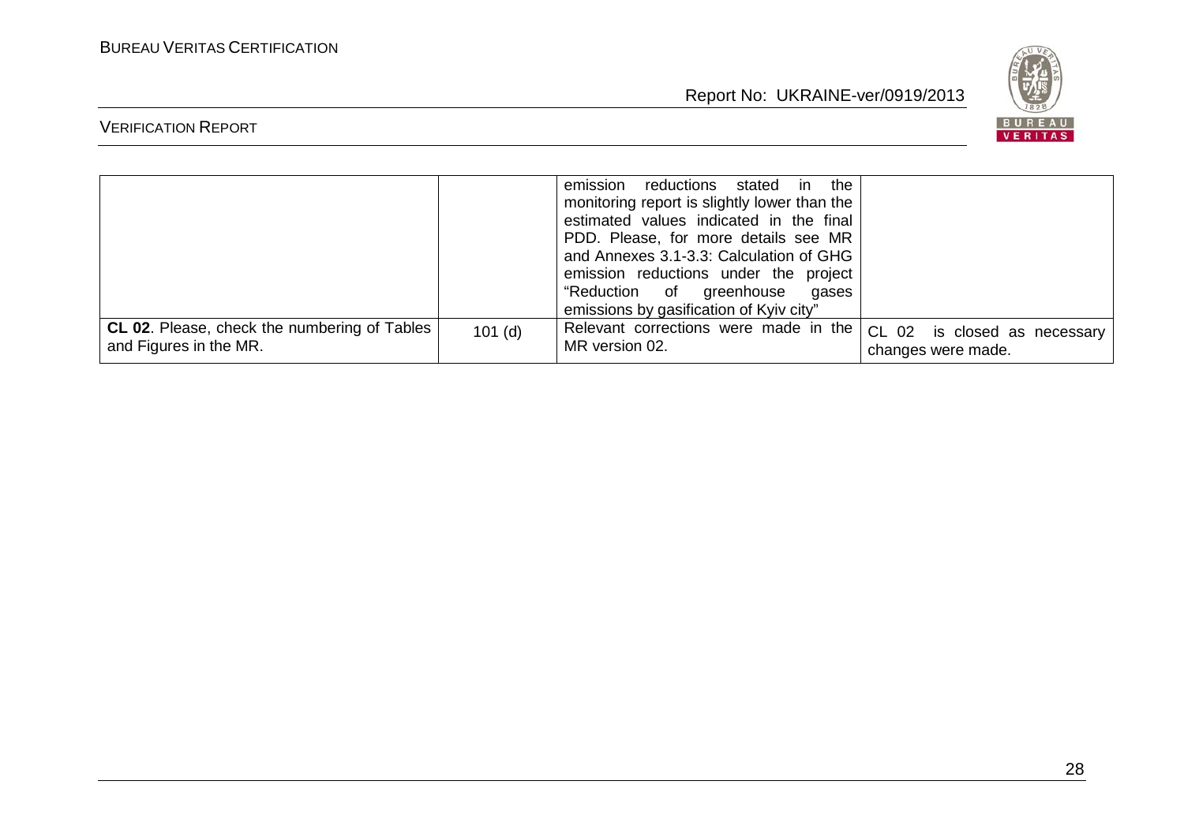| | | | |
|---|---|---|---|
| | | emission reductions stated in the monitoring report is slightly lower than the estimated values indicated in the final PDD. Please, for more details see MR and Annexes 3.1-3.3: Calculation of GHG emission reductions under the project "Reduction of greenhouse gases emissions by gasification of Kyiv city" | |
| **CL 02**. Please, check the numbering of Tables and Figures in the MR. | 101 (d) | Relevant corrections were made in the MR version 02. | CL 02 is closed as necessary changes were made. |